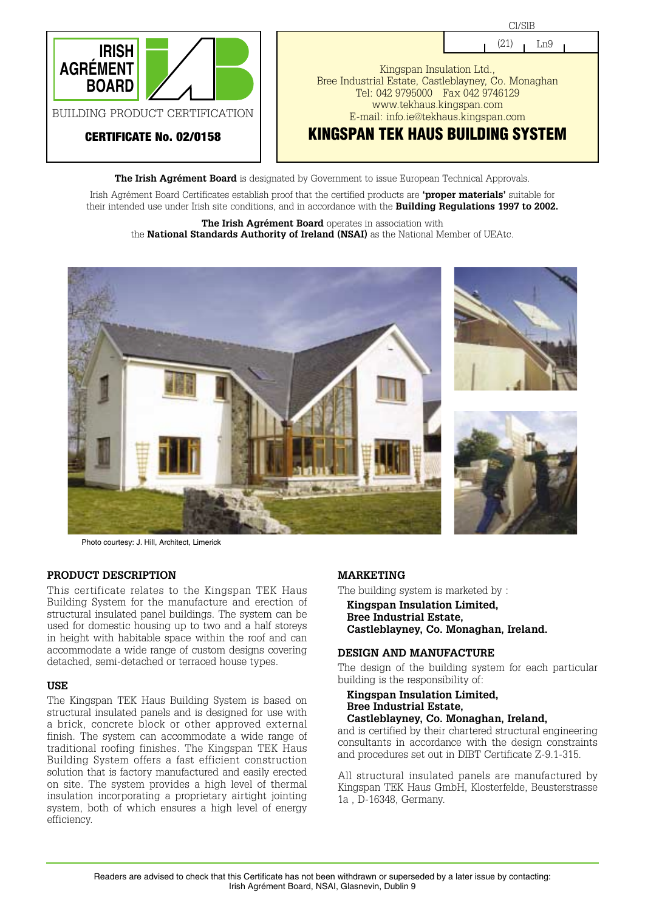**IRISH AGRÉMENT BOARD**

BUILDING PRODUCT CERTIFICATION

**CERTIFICATE No. 02/0158**

CI/SfB

(21) Ln9

Kingspan Insulation Ltd.,
Bree Industrial Estate, Castleblayney, Co. Monaghan
Tel: 042 9795000 Fax 042 9746129
www.tekhaus.kingspan.com
E-mail: info.ie@tekhaus.kingspan.com

# KINGSPAN TEK HAUS BUILDING SYSTEM

**The Irish Agrément Board** is designated by Government to issue European Technical Approvals.

Irish Agrément Board Certificates establish proof that the certified products are **'proper materials'** suitable for their intended use under Irish site conditions, and in accordance with the **Building Regulations 1997 to 2002.**

**The Irish Agrément Board** operates in association with the **National Standards Authority of Ireland (NSAI)** as the National Member of UEAtc.

Photo courtesy: J. Hill, Architect, Limerick

## PRODUCT DESCRIPTION

This certificate relates to the Kingspan TEK Haus Building System for the manufacture and erection of structural insulated panel buildings. The system can be used for domestic housing up to two and a half storeys in height with habitable space within the roof and can accommodate a wide range of custom designs covering detached, semi-detached or terraced house types.

## USE

The Kingspan TEK Haus Building System is based on structural insulated panels and is designed for use with a brick, concrete block or other approved external finish. The system can accommodate a wide range of traditional roofing finishes. The Kingspan TEK Haus Building System offers a fast efficient construction solution that is factory manufactured and easily erected on site. The system provides a high level of thermal insulation incorporating a proprietary airtight jointing system, both of which ensures a high level of energy efficiency.

## MARKETING

The building system is marketed by :

**Kingspan Insulation Limited,**
**Bree Industrial Estate,**
**Castleblayney, Co. Monaghan, Ireland.**

## DESIGN AND MANUFACTURE

The design of the building system for each particular building is the responsibility of:

**Kingspan Insulation Limited,**
**Bree Industrial Estate,**
**Castleblayney, Co. Monaghan, Ireland,**

and is certified by their chartered structural engineering consultants in accordance with the design constraints and procedures set out in DIBT Certificate Z-9.1-315.

All structural insulated panels are manufactured by Kingspan TEK Haus GmbH, Klosterfelde, Beusterstrasse 1a , D-16348, Germany.

Readers are advised to check that this Certificate has not been withdrawn or superseded by a later issue by contacting: Irish Agrément Board, NSAI, Glasnevin, Dublin 9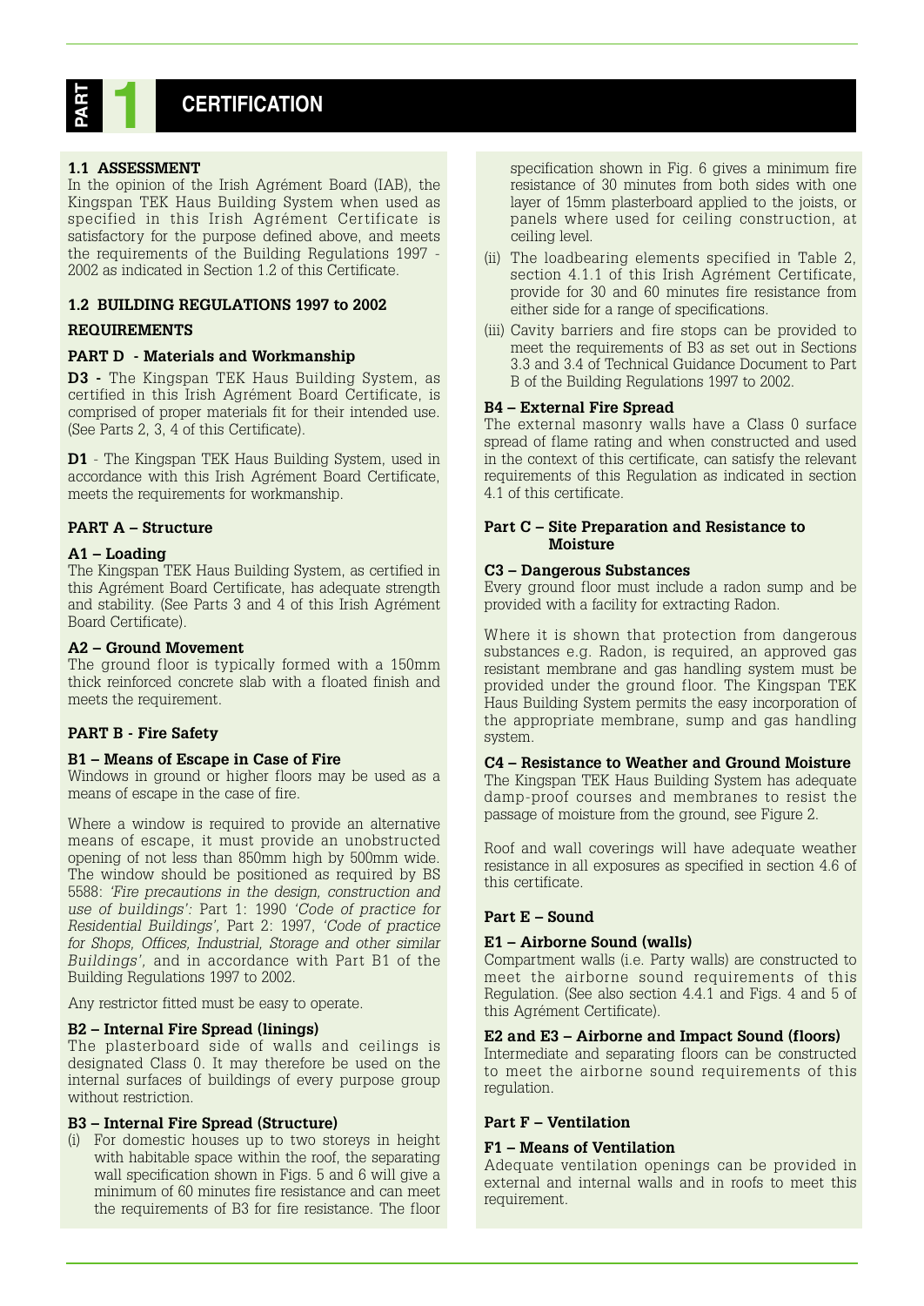# PART 1 CERTIFICATION

### 1.1 ASSESSMENT

In the opinion of the Irish Agrément Board (IAB), the Kingspan TEK Haus Building System when used as specified in this Irish Agrément Certificate is satisfactory for the purpose defined above, and meets the requirements of the Building Regulations 1997 - 2002 as indicated in Section 1.2 of this Certificate.

### 1.2 BUILDING REGULATIONS 1997 to 2002

**REQUIREMENTS**

**PART D - Materials and Workmanship**

**D3 -** The Kingspan TEK Haus Building System, as certified in this Irish Agrément Board Certificate, is comprised of proper materials fit for their intended use. (See Parts 2, 3, 4 of this Certificate).

**D1** - The Kingspan TEK Haus Building System, used in accordance with this Irish Agrément Board Certificate, meets the requirements for workmanship.

**PART A – Structure**

**A1 – Loading**

The Kingspan TEK Haus Building System, as certified in this Agrément Board Certificate, has adequate strength and stability. (See Parts 3 and 4 of this Irish Agrément Board Certificate).

**A2 – Ground Movement**

The ground floor is typically formed with a 150mm thick reinforced concrete slab with a floated finish and meets the requirement.

**PART B - Fire Safety**

**B1 – Means of Escape in Case of Fire**

Windows in ground or higher floors may be used as a means of escape in the case of fire.

Where a window is required to provide an alternative means of escape, it must provide an unobstructed opening of not less than 850mm high by 500mm wide. The window should be positioned as required by BS 5588: *'Fire precautions in the design, construction and use of buildings'*: Part 1: 1990 *'Code of practice for Residential Buildings'*, Part 2: 1997, *'Code of practice for Shops, Offices, Industrial, Storage and other similar Buildings'*, and in accordance with Part B1 of the Building Regulations 1997 to 2002.

Any restrictor fitted must be easy to operate.

**B2 – Internal Fire Spread (linings)**

The plasterboard side of walls and ceilings is designated Class 0. It may therefore be used on the internal surfaces of buildings of every purpose group without restriction.

**B3 – Internal Fire Spread (Structure)**

(i) For domestic houses up to two storeys in height with habitable space within the roof, the separating wall specification shown in Figs. 5 and 6 will give a minimum of 60 minutes fire resistance and can meet the requirements of B3 for fire resistance. The floor specification shown in Fig. 6 gives a minimum fire resistance of 30 minutes from both sides with one layer of 15mm plasterboard applied to the joists, or panels where used for ceiling construction, at ceiling level.

(ii) The loadbearing elements specified in Table 2, section 4.1.1 of this Irish Agrément Certificate, provide for 30 and 60 minutes fire resistance from either side for a range of specifications.

(iii) Cavity barriers and fire stops can be provided to meet the requirements of B3 as set out in Sections 3.3 and 3.4 of Technical Guidance Document to Part B of the Building Regulations 1997 to 2002.

**B4 – External Fire Spread**

The external masonry walls have a Class 0 surface spread of flame rating and when constructed and used in the context of this certificate, can satisfy the relevant requirements of this Regulation as indicated in section 4.1 of this certificate.

**Part C – Site Preparation and Resistance to Moisture**

**C3 – Dangerous Substances**

Every ground floor must include a radon sump and be provided with a facility for extracting Radon.

Where it is shown that protection from dangerous substances e.g. Radon, is required, an approved gas resistant membrane and gas handling system must be provided under the ground floor. The Kingspan TEK Haus Building System permits the easy incorporation of the appropriate membrane, sump and gas handling system.

**C4 – Resistance to Weather and Ground Moisture**

The Kingspan TEK Haus Building System has adequate damp-proof courses and membranes to resist the passage of moisture from the ground, see Figure 2.

Roof and wall coverings will have adequate weather resistance in all exposures as specified in section 4.6 of this certificate.

**Part E – Sound**

**E1 – Airborne Sound (walls)**

Compartment walls (i.e. Party walls) are constructed to meet the airborne sound requirements of this Regulation. (See also section 4.4.1 and Figs. 4 and 5 of this Agrément Certificate).

**E2 and E3 – Airborne and Impact Sound (floors)**

Intermediate and separating floors can be constructed to meet the airborne sound requirements of this regulation.

**Part F – Ventilation**

**F1 – Means of Ventilation**

Adequate ventilation openings can be provided in external and internal walls and in roofs to meet this requirement.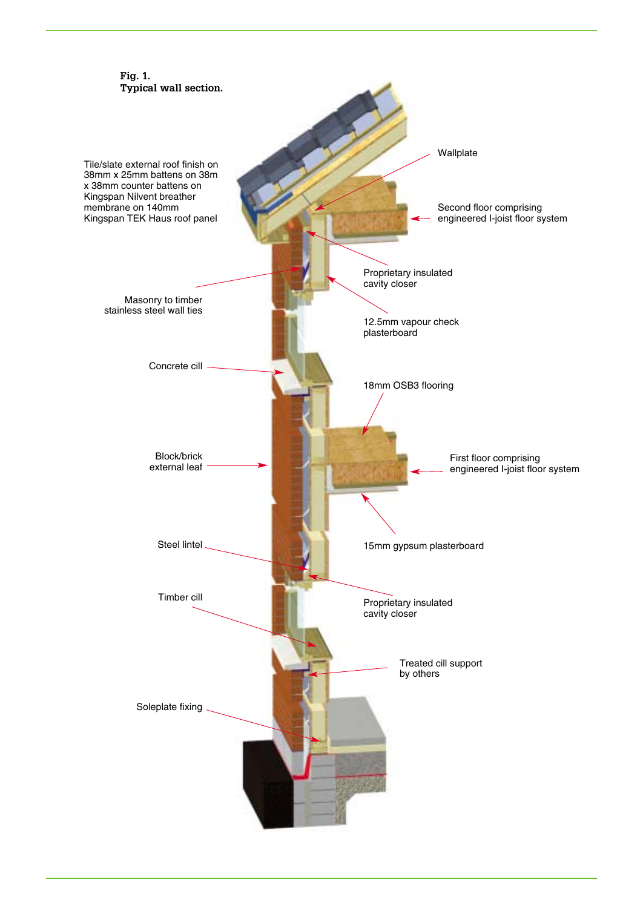**Fig. 1.**
**Typical wall section.**

Tile/slate external roof finish on 38mm x 25mm battens on 38m x 38mm counter battens on Kingspan Nilvent breather membrane on 140mm Kingspan TEK Haus roof panel

Wallplate

Second floor comprising engineered I-joist floor system

Proprietary insulated cavity closer

Masonry to timber stainless steel wall ties

12.5mm vapour check plasterboard

Concrete cill

18mm OSB3 flooring

Block/brick external leaf

First floor comprising engineered I-joist floor system

Steel lintel

15mm gypsum plasterboard

Timber cill

Proprietary insulated cavity closer

Treated cill support by others

Soleplate fixing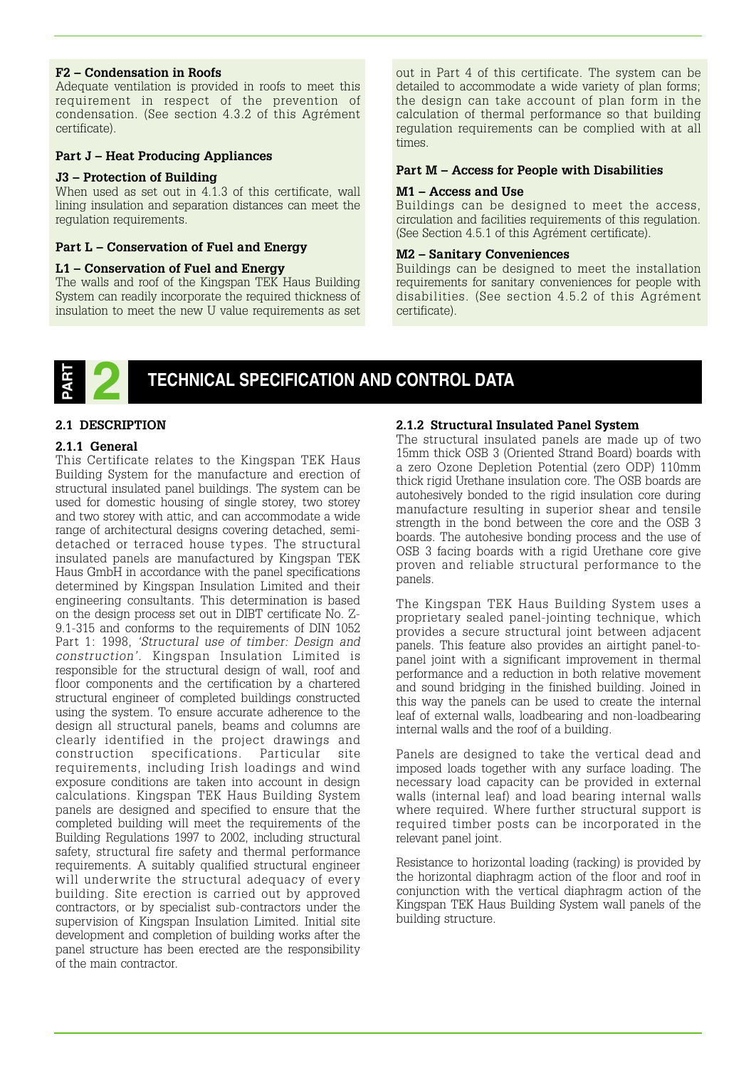**F2 – Condensation in Roofs**

Adequate ventilation is provided in roofs to meet this requirement in respect of the prevention of condensation. (See section 4.3.2 of this Agrément certificate).

**Part J – Heat Producing Appliances**

**J3 – Protection of Building**

When used as set out in 4.1.3 of this certificate, wall lining insulation and separation distances can meet the regulation requirements.

**Part L – Conservation of Fuel and Energy**

**L1 – Conservation of Fuel and Energy**

The walls and roof of the Kingspan TEK Haus Building System can readily incorporate the required thickness of insulation to meet the new U value requirements as set out in Part 4 of this certificate. The system can be detailed to accommodate a wide variety of plan forms; the design can take account of plan form in the calculation of thermal performance so that building regulation requirements can be complied with at all times.

**Part M – Access for People with Disabilities**

**M1 – Access and Use**

Buildings can be designed to meet the access, circulation and facilities requirements of this regulation. (See Section 4.5.1 of this Agrément certificate).

**M2 – Sanitary Conveniences**

Buildings can be designed to meet the installation requirements for sanitary conveniences for people with disabilities. (See section 4.5.2 of this Agrément certificate).

# PART 2 TECHNICAL SPECIFICATION AND CONTROL DATA

## 2.1 DESCRIPTION

### 2.1.1 General

This Certificate relates to the Kingspan TEK Haus Building System for the manufacture and erection of structural insulated panel buildings. The system can be used for domestic housing of single storey, two storey and two storey with attic, and can accommodate a wide range of architectural designs covering detached, semi-detached or terraced house types. The structural insulated panels are manufactured by Kingspan TEK Haus GmbH in accordance with the panel specifications determined by Kingspan Insulation Limited and their engineering consultants. This determination is based on the design process set out in DIBT certificate No. Z-9.1-315 and conforms to the requirements of DIN 1052 Part 1: 1998, *'Structural use of timber: Design and construction'*. Kingspan Insulation Limited is responsible for the structural design of wall, roof and floor components and the certification by a chartered structural engineer of completed buildings constructed using the system. To ensure accurate adherence to the design all structural panels, beams and columns are clearly identified in the project drawings and construction specifications. Particular site requirements, including Irish loadings and wind exposure conditions are taken into account in design calculations. Kingspan TEK Haus Building System panels are designed and specified to ensure that the completed building will meet the requirements of the Building Regulations 1997 to 2002, including structural safety, structural fire safety and thermal performance requirements. A suitably qualified structural engineer will underwrite the structural adequacy of every building. Site erection is carried out by approved contractors, or by specialist sub-contractors under the supervision of Kingspan Insulation Limited. Initial site development and completion of building works after the panel structure has been erected are the responsibility of the main contractor.

### 2.1.2 Structural Insulated Panel System

The structural insulated panels are made up of two 15mm thick OSB 3 (Oriented Strand Board) boards with a zero Ozone Depletion Potential (zero ODP) 110mm thick rigid Urethane insulation core. The OSB boards are autohesively bonded to the rigid insulation core during manufacture resulting in superior shear and tensile strength in the bond between the core and the OSB 3 boards. The autohesive bonding process and the use of OSB 3 facing boards with a rigid Urethane core give proven and reliable structural performance to the panels.

The Kingspan TEK Haus Building System uses a proprietary sealed panel-jointing technique, which provides a secure structural joint between adjacent panels. This feature also provides an airtight panel-to-panel joint with a significant improvement in thermal performance and a reduction in both relative movement and sound bridging in the finished building. Joined in this way the panels can be used to create the internal leaf of external walls, loadbearing and non-loadbearing internal walls and the roof of a building.

Panels are designed to take the vertical dead and imposed loads together with any surface loading. The necessary load capacity can be provided in external walls (internal leaf) and load bearing internal walls where required. Where further structural support is required timber posts can be incorporated in the relevant panel joint.

Resistance to horizontal loading (racking) is provided by the horizontal diaphragm action of the floor and roof in conjunction with the vertical diaphragm action of the Kingspan TEK Haus Building System wall panels of the building structure.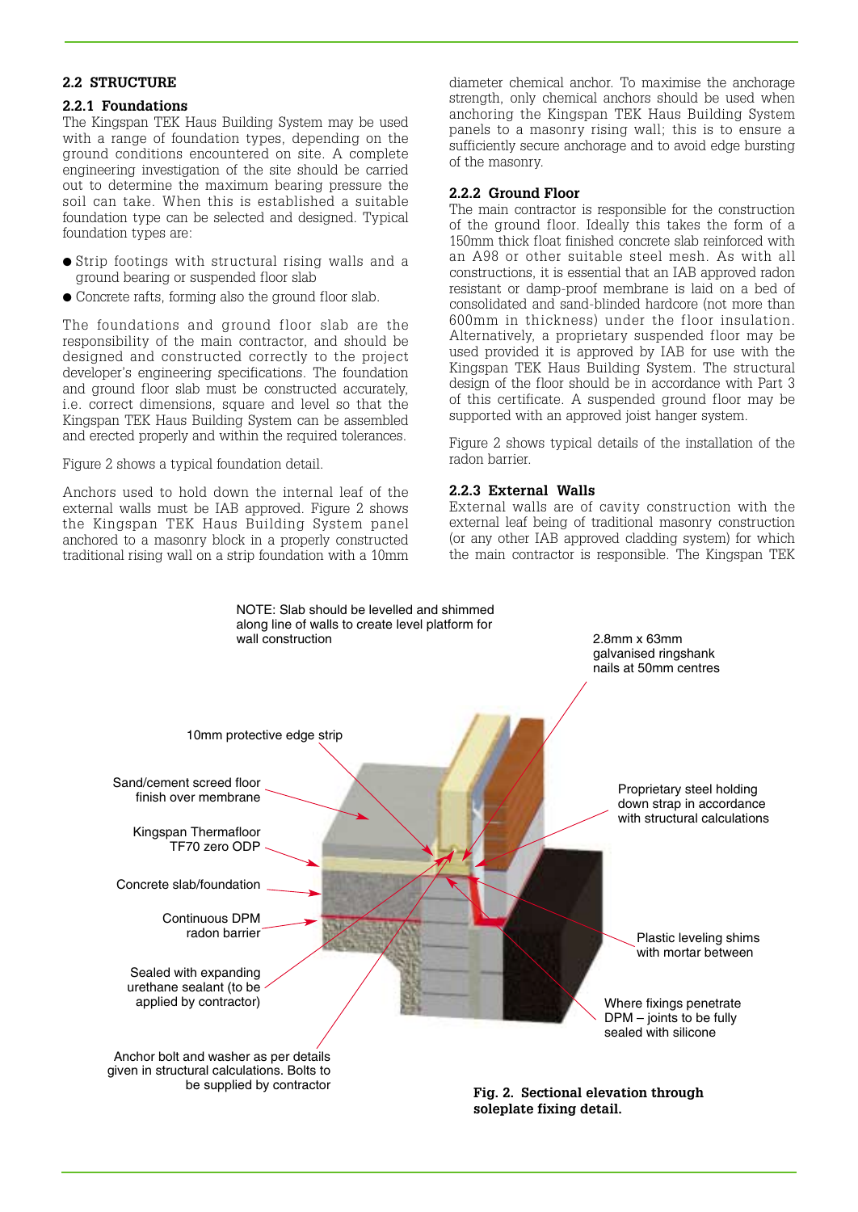## 2.2 STRUCTURE

### 2.2.1 Foundations

The Kingspan TEK Haus Building System may be used with a range of foundation types, depending on the ground conditions encountered on site. A complete engineering investigation of the site should be carried out to determine the maximum bearing pressure the soil can take. When this is established a suitable foundation type can be selected and designed. Typical foundation types are:

- Strip footings with structural rising walls and a ground bearing or suspended floor slab
- Concrete rafts, forming also the ground floor slab.

The foundations and ground floor slab are the responsibility of the main contractor, and should be designed and constructed correctly to the project developer's engineering specifications. The foundation and ground floor slab must be constructed accurately, i.e. correct dimensions, square and level so that the Kingspan TEK Haus Building System can be assembled and erected properly and within the required tolerances.

Figure 2 shows a typical foundation detail.

Anchors used to hold down the internal leaf of the external walls must be IAB approved. Figure 2 shows the Kingspan TEK Haus Building System panel anchored to a masonry block in a properly constructed traditional rising wall on a strip foundation with a 10mm diameter chemical anchor. To maximise the anchorage strength, only chemical anchors should be used when anchoring the Kingspan TEK Haus Building System panels to a masonry rising wall; this is to ensure a sufficiently secure anchorage and to avoid edge bursting of the masonry.

### 2.2.2 Ground Floor

The main contractor is responsible for the construction of the ground floor. Ideally this takes the form of a 150mm thick float finished concrete slab reinforced with an A98 or other suitable steel mesh. As with all constructions, it is essential that an IAB approved radon resistant or damp-proof membrane is laid on a bed of consolidated and sand-blinded hardcore (not more than 600mm in thickness) under the floor insulation. Alternatively, a proprietary suspended floor may be used provided it is approved by IAB for use with the Kingspan TEK Haus Building System. The structural design of the floor should be in accordance with Part 3 of this certificate. A suspended ground floor may be supported with an approved joist hanger system.

Figure 2 shows typical details of the installation of the radon barrier.

### 2.2.3 External Walls

External walls are of cavity construction with the external leaf being of traditional masonry construction (or any other IAB approved cladding system) for which the main contractor is responsible. The Kingspan TEK

NOTE: Slab should be levelled and shimmed along line of walls to create level platform for wall construction

2.8mm x 63mm galvanised ringshank nails at 50mm centres

10mm protective edge strip

Sand/cement screed floor finish over membrane

Kingspan Thermafloor TF70 zero ODP

Concrete slab/foundation

Continuous DPM radon barrier

Sealed with expanding urethane sealant (to be applied by contractor)

Anchor bolt and washer as per details given in structural calculations. Bolts to be supplied by contractor

Proprietary steel holding down strap in accordance with structural calculations

Plastic leveling shims with mortar between

Where fixings penetrate DPM – joints to be fully sealed with silicone

**Fig. 2. Sectional elevation through soleplate fixing detail.**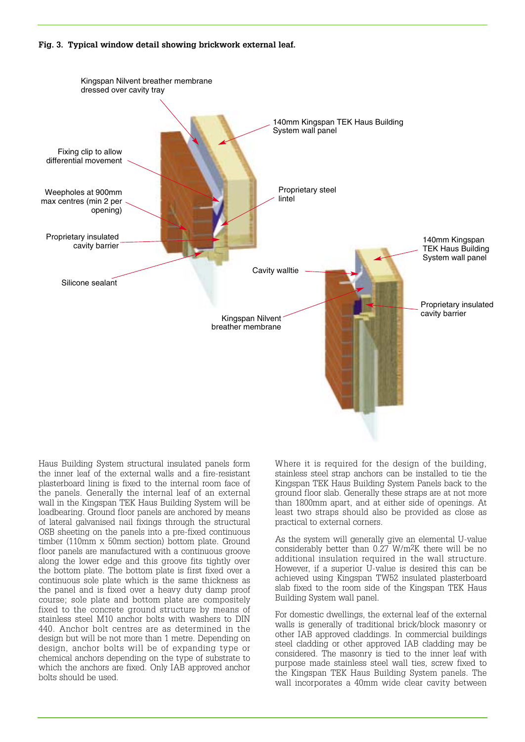**Fig. 3. Typical window detail showing brickwork external leaf.**

Kingspan Nilvent breather membrane dressed over cavity tray

140mm Kingspan TEK Haus Building System wall panel

Fixing clip to allow differential movement

Weepholes at 900mm max centres (min 2 per opening)

Proprietary steel lintel

Proprietary insulated cavity barrier

Silicone sealant

140mm Kingspan TEK Haus Building System wall panel

Cavity walltie

Proprietary insulated cavity barrier

Kingspan Nilvent breather membrane

Haus Building System structural insulated panels form the inner leaf of the external walls and a fire-resistant plasterboard lining is fixed to the internal room face of the panels. Generally the internal leaf of an external wall in the Kingspan TEK Haus Building System will be loadbearing. Ground floor panels are anchored by means of lateral galvanised nail fixings through the structural OSB sheeting on the panels into a pre-fixed continuous timber (110mm x 50mm section) bottom plate. Ground floor panels are manufactured with a continuous groove along the lower edge and this groove fits tightly over the bottom plate. The bottom plate is first fixed over a continuous sole plate which is the same thickness as the panel and is fixed over a heavy duty damp proof course; sole plate and bottom plate are compositely fixed to the concrete ground structure by means of stainless steel M10 anchor bolts with washers to DIN 440. Anchor bolt centres are as determined in the design but will be not more than 1 metre. Depending on design, anchor bolts will be of expanding type or chemical anchors depending on the type of substrate to which the anchors are fixed. Only IAB approved anchor bolts should be used.

Where it is required for the design of the building, stainless steel strap anchors can be installed to tie the Kingspan TEK Haus Building System Panels back to the ground floor slab. Generally these straps are at not more than 1800mm apart, and at either side of openings. At least two straps should also be provided as close as practical to external corners.

As the system will generally give an elemental U-value considerably better than 0.27 W/m$^2$K there will be no additional insulation required in the wall structure. However, if a superior U-value is desired this can be achieved using Kingspan TW52 insulated plasterboard slab fixed to the room side of the Kingspan TEK Haus Building System wall panel.

For domestic dwellings, the external leaf of the external walls is generally of traditional brick/block masonry or other IAB approved claddings. In commercial buildings steel cladding or other approved IAB cladding may be considered. The masonry is tied to the inner leaf with purpose made stainless steel wall ties, screw fixed to the Kingspan TEK Haus Building System panels. The wall incorporates a 40mm wide clear cavity between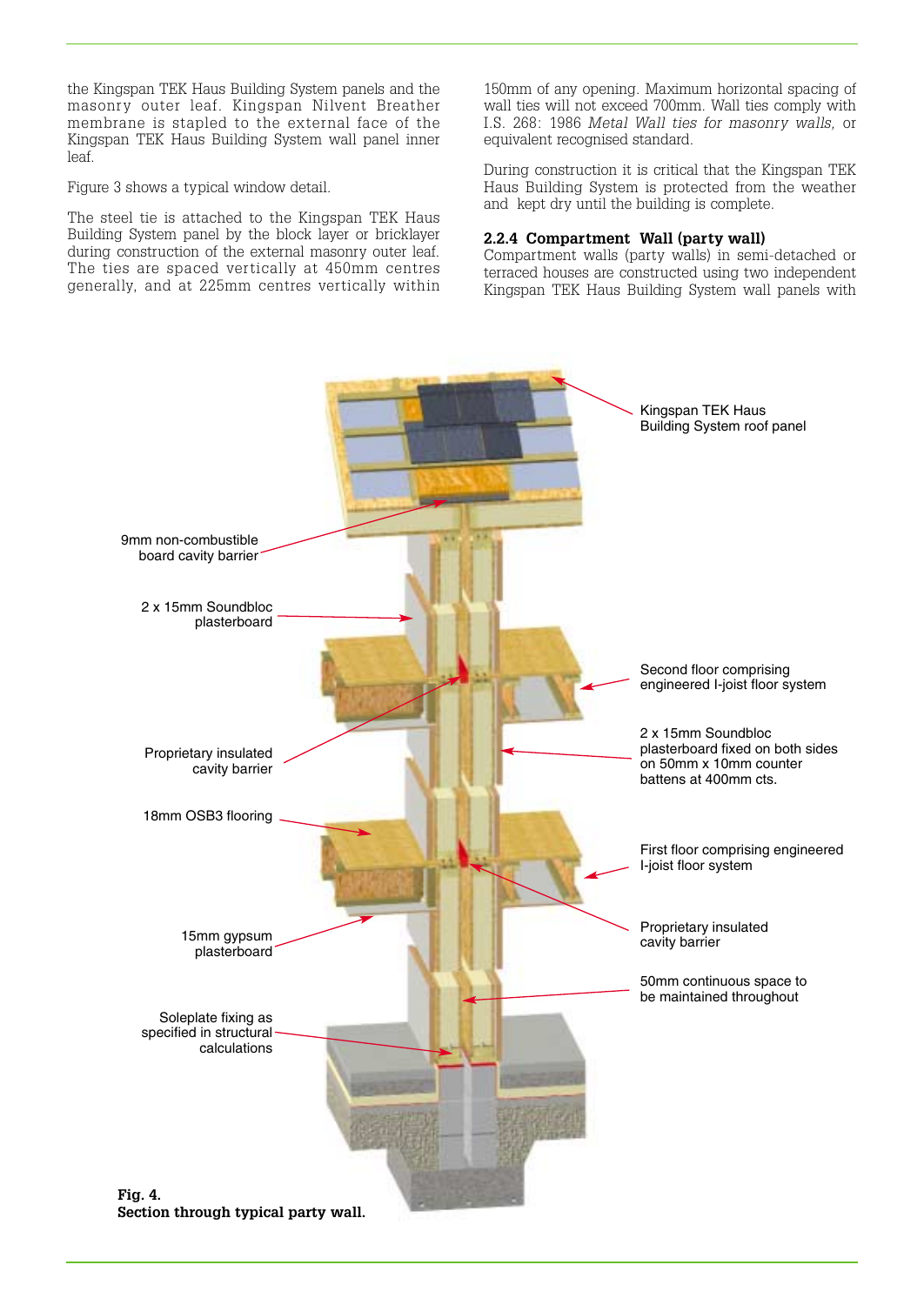the Kingspan TEK Haus Building System panels and the masonry outer leaf. Kingspan Nilvent Breather membrane is stapled to the external face of the Kingspan TEK Haus Building System wall panel inner leaf.

Figure 3 shows a typical window detail.

The steel tie is attached to the Kingspan TEK Haus Building System panel by the block layer or bricklayer during construction of the external masonry outer leaf. The ties are spaced vertically at 450mm centres generally, and at 225mm centres vertically within 150mm of any opening. Maximum horizontal spacing of wall ties will not exceed 700mm. Wall ties comply with I.S. 268: 1986 *Metal Wall ties for masonry walls,* or equivalent recognised standard.

During construction it is critical that the Kingspan TEK Haus Building System is protected from the weather and kept dry until the building is complete.

### 2.2.4 Compartment Wall (party wall)

Compartment walls (party walls) in semi-detached or terraced houses are constructed using two independent Kingspan TEK Haus Building System wall panels with

Kingspan TEK Haus Building System roof panel

9mm non-combustible board cavity barrier

2 x 15mm Soundbloc plasterboard

Second floor comprising engineered I-joist floor system

2 x 15mm Soundbloc plasterboard fixed on both sides on 50mm x 10mm counter battens at 400mm cts.

Proprietary insulated cavity barrier

18mm OSB3 flooring

First floor comprising engineered I-joist floor system

Proprietary insulated cavity barrier

15mm gypsum plasterboard

50mm continuous space to be maintained throughout

Soleplate fixing as specified in structural calculations

**Fig. 4.**
**Section through typical party wall.**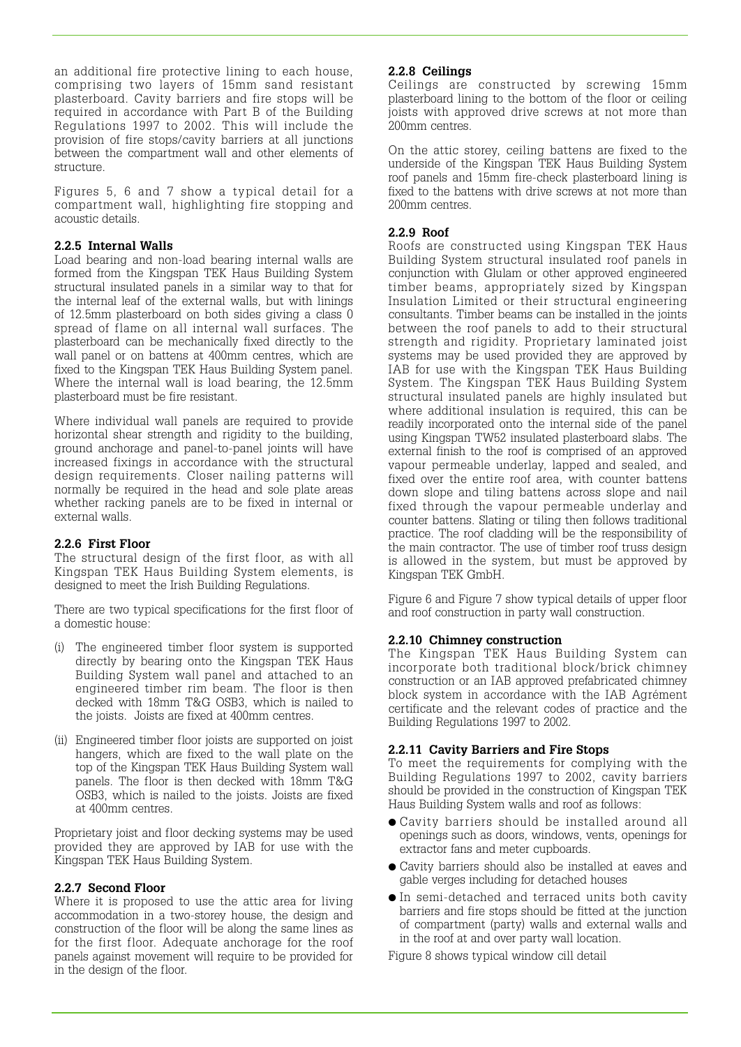an additional fire protective lining to each house, comprising two layers of 15mm sand resistant plasterboard. Cavity barriers and fire stops will be required in accordance with Part B of the Building Regulations 1997 to 2002. This will include the provision of fire stops/cavity barriers at all junctions between the compartment wall and other elements of structure.

Figures 5, 6 and 7 show a typical detail for a compartment wall, highlighting fire stopping and acoustic details.

### 2.2.5 Internal Walls

Load bearing and non-load bearing internal walls are formed from the Kingspan TEK Haus Building System structural insulated panels in a similar way to that for the internal leaf of the external walls, but with linings of 12.5mm plasterboard on both sides giving a class 0 spread of flame on all internal wall surfaces. The plasterboard can be mechanically fixed directly to the wall panel or on battens at 400mm centres, which are fixed to the Kingspan TEK Haus Building System panel. Where the internal wall is load bearing, the 12.5mm plasterboard must be fire resistant.

Where individual wall panels are required to provide horizontal shear strength and rigidity to the building, ground anchorage and panel-to-panel joints will have increased fixings in accordance with the structural design requirements. Closer nailing patterns will normally be required in the head and sole plate areas whether racking panels are to be fixed in internal or external walls.

### 2.2.6 First Floor

The structural design of the first floor, as with all Kingspan TEK Haus Building System elements, is designed to meet the Irish Building Regulations.

There are two typical specifications for the first floor of a domestic house:

(i) The engineered timber floor system is supported directly by bearing onto the Kingspan TEK Haus Building System wall panel and attached to an engineered timber rim beam. The floor is then decked with 18mm T&G OSB3, which is nailed to the joists. Joists are fixed at 400mm centres.

(ii) Engineered timber floor joists are supported on joist hangers, which are fixed to the wall plate on the top of the Kingspan TEK Haus Building System wall panels. The floor is then decked with 18mm T&G OSB3, which is nailed to the joists. Joists are fixed at 400mm centres.

Proprietary joist and floor decking systems may be used provided they are approved by IAB for use with the Kingspan TEK Haus Building System.

### 2.2.7 Second Floor

Where it is proposed to use the attic area for living accommodation in a two-storey house, the design and construction of the floor will be along the same lines as for the first floor. Adequate anchorage for the roof panels against movement will require to be provided for in the design of the floor.

### 2.2.8 Ceilings

Ceilings are constructed by screwing 15mm plasterboard lining to the bottom of the floor or ceiling joists with approved drive screws at not more than 200mm centres.

On the attic storey, ceiling battens are fixed to the underside of the Kingspan TEK Haus Building System roof panels and 15mm fire-check plasterboard lining is fixed to the battens with drive screws at not more than 200mm centres.

### 2.2.9 Roof

Roofs are constructed using Kingspan TEK Haus Building System structural insulated roof panels in conjunction with Glulam or other approved engineered timber beams, appropriately sized by Kingspan Insulation Limited or their structural engineering consultants. Timber beams can be installed in the joints between the roof panels to add to their structural strength and rigidity. Proprietary laminated joist systems may be used provided they are approved by IAB for use with the Kingspan TEK Haus Building System. The Kingspan TEK Haus Building System structural insulated panels are highly insulated but where additional insulation is required, this can be readily incorporated onto the internal side of the panel using Kingspan TW52 insulated plasterboard slabs. The external finish to the roof is comprised of an approved vapour permeable underlay, lapped and sealed, and fixed over the entire roof area, with counter battens down slope and tiling battens across slope and nail fixed through the vapour permeable underlay and counter battens. Slating or tiling then follows traditional practice. The roof cladding will be the responsibility of the main contractor. The use of timber roof truss design is allowed in the system, but must be approved by Kingspan TEK GmbH.

Figure 6 and Figure 7 show typical details of upper floor and roof construction in party wall construction.

### 2.2.10 Chimney construction

The Kingspan TEK Haus Building System can incorporate both traditional block/brick chimney construction or an IAB approved prefabricated chimney block system in accordance with the IAB Agrément certificate and the relevant codes of practice and the Building Regulations 1997 to 2002.

### 2.2.11 Cavity Barriers and Fire Stops

To meet the requirements for complying with the Building Regulations 1997 to 2002, cavity barriers should be provided in the construction of Kingspan TEK Haus Building System walls and roof as follows:

- Cavity barriers should be installed around all openings such as doors, windows, vents, openings for extractor fans and meter cupboards.
- Cavity barriers should also be installed at eaves and gable verges including for detached houses
- In semi-detached and terraced units both cavity barriers and fire stops should be fitted at the junction of compartment (party) walls and external walls and in the roof at and over party wall location.

Figure 8 shows typical window cill detail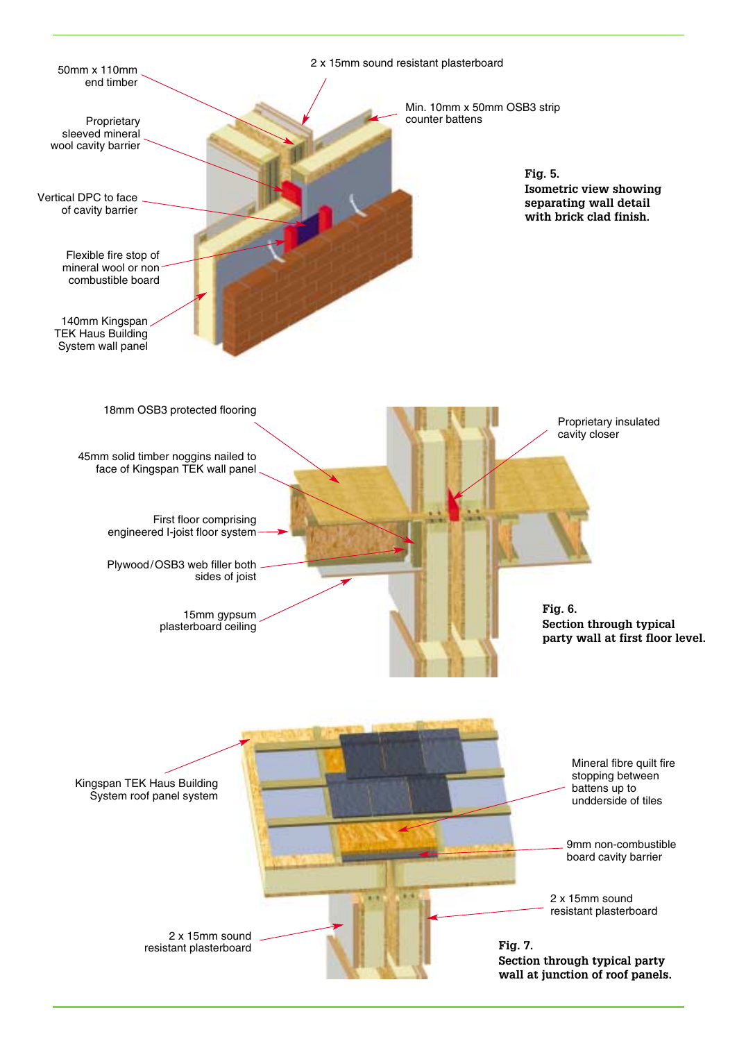2 x 15mm sound resistant plasterboard

50mm x 110mm end timber

Min. 10mm x 50mm OSB3 strip counter battens

Proprietary sleeved mineral wool cavity barrier

**Fig. 5.**
**Isometric view showing separating wall detail with brick clad finish.**

Vertical DPC to face of cavity barrier

Flexible fire stop of mineral wool or non combustible board

140mm Kingspan TEK Haus Building System wall panel

18mm OSB3 protected flooring

Proprietary insulated cavity closer

45mm solid timber noggins nailed to face of Kingspan TEK wall panel

First floor comprising engineered I-joist floor system

Plywood / OSB3 web filler both sides of joist

15mm gypsum plasterboard ceiling

**Fig. 6.**
**Section through typical party wall at first floor level.**

Kingspan TEK Haus Building System roof panel system

Mineral fibre quilt fire stopping between battens up to undderside of tiles

9mm non-combustible board cavity barrier

2 x 15mm sound resistant plasterboard

2 x 15mm sound resistant plasterboard

**Fig. 7.**
**Section through typical party wall at junction of roof panels.**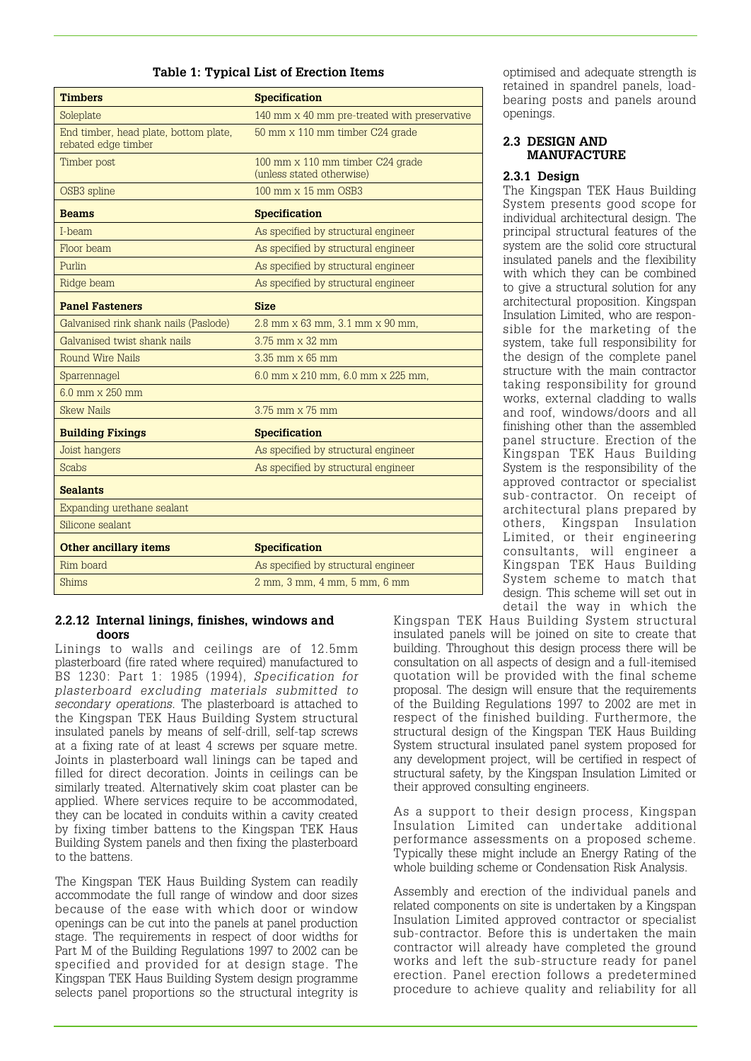**Table 1: Typical List of Erection Items**

| **Timbers** | **Specification** |
|---|---|
| Soleplate | 140 mm x 40 mm pre-treated with preservative |
| End timber, head plate, bottom plate, rebated edge timber | 50 mm x 110 mm timber C24 grade |
| Timber post | 100 mm x 110 mm timber C24 grade (unless stated otherwise) |
| OSB3 spline | 100 mm x 15 mm OSB3 |
| **Beams** | **Specification** |
| I-beam | As specified by structural engineer |
| Floor beam | As specified by structural engineer |
| Purlin | As specified by structural engineer |
| Ridge beam | As specified by structural engineer |
| **Panel Fasteners** | **Size** |
| Galvanised rink shank nails (Paslode) | 2.8 mm x 63 mm, 3.1 mm x 90 mm, |
| Galvanised twist shank nails | 3.75 mm x 32 mm |
| Round Wire Nails | 3.35 mm x 65 mm |
| Sparrennagel | 6.0 mm x 210 mm, 6.0 mm x 225 mm, |
| 6.0 mm x 250 mm | |
| Skew Nails | 3.75 mm x 75 mm |
| **Building Fixings** | **Specification** |
| Joist hangers | As specified by structural engineer |
| Scabs | As specified by structural engineer |
| **Sealants** | |
| Expanding urethane sealant | |
| Silicone sealant | |
| **Other ancillary items** | **Specification** |
| Rim board | As specified by structural engineer |
| Shims | 2 mm, 3 mm, 4 mm, 5 mm, 6 mm |

#### 2.2.12 Internal linings, finishes, windows and doors

Linings to walls and ceilings are of 12.5mm plasterboard (fire rated where required) manufactured to BS 1230: Part 1: 1985 (1994), *Specification for plasterboard excluding materials submitted to secondary operations.* The plasterboard is attached to the Kingspan TEK Haus Building System structural insulated panels by means of self-drill, self-tap screws at a fixing rate of at least 4 screws per square metre. Joints in plasterboard wall linings can be taped and filled for direct decoration. Joints in ceilings can be similarly treated. Alternatively skim coat plaster can be applied. Where services require to be accommodated, they can be located in conduits within a cavity created by fixing timber battens to the Kingspan TEK Haus Building System panels and then fixing the plasterboard to the battens.

The Kingspan TEK Haus Building System can readily accommodate the full range of window and door sizes because of the ease with which door or window openings can be cut into the panels at panel production stage. The requirements in respect of door widths for Part M of the Building Regulations 1997 to 2002 can be specified and provided for at design stage. The Kingspan TEK Haus Building System design programme selects panel proportions so the structural integrity is optimised and adequate strength is retained in spandrel panels, load-bearing posts and panels around openings.

### 2.3 DESIGN AND MANUFACTURE

#### 2.3.1 Design

The Kingspan TEK Haus Building System presents good scope for individual architectural design. The principal structural features of the system are the solid core structural insulated panels and the flexibility with which they can be combined to give a structural solution for any architectural proposition. Kingspan Insulation Limited, who are responsible for the marketing of the system, take full responsibility for the design of the complete panel structure with the main contractor taking responsibility for ground works, external cladding to walls and roof, windows/doors and all finishing other than the assembled panel structure. Erection of the Kingspan TEK Haus Building System is the responsibility of the approved contractor or specialist sub-contractor. On receipt of architectural plans prepared by others, Kingspan Insulation Limited, or their engineering consultants, will engineer a Kingspan TEK Haus Building System scheme to match that design. This scheme will set out in detail the way in which the Kingspan TEK Haus Building System structural insulated panels will be joined on site to create that building. Throughout this design process there will be consultation on all aspects of design and a full-itemised quotation will be provided with the final scheme proposal. The design will ensure that the requirements of the Building Regulations 1997 to 2002 are met in respect of the finished building. Furthermore, the structural design of the Kingspan TEK Haus Building System structural insulated panel system proposed for any development project, will be certified in respect of structural safety, by the Kingspan Insulation Limited or their approved consulting engineers.

As a support to their design process, Kingspan Insulation Limited can undertake additional performance assessments on a proposed scheme. Typically these might include an Energy Rating of the whole building scheme or Condensation Risk Analysis.

Assembly and erection of the individual panels and related components on site is undertaken by a Kingspan Insulation Limited approved contractor or specialist sub-contractor. Before this is undertaken the main contractor will already have completed the ground works and left the sub-structure ready for panel erection. Panel erection follows a predetermined procedure to achieve quality and reliability for all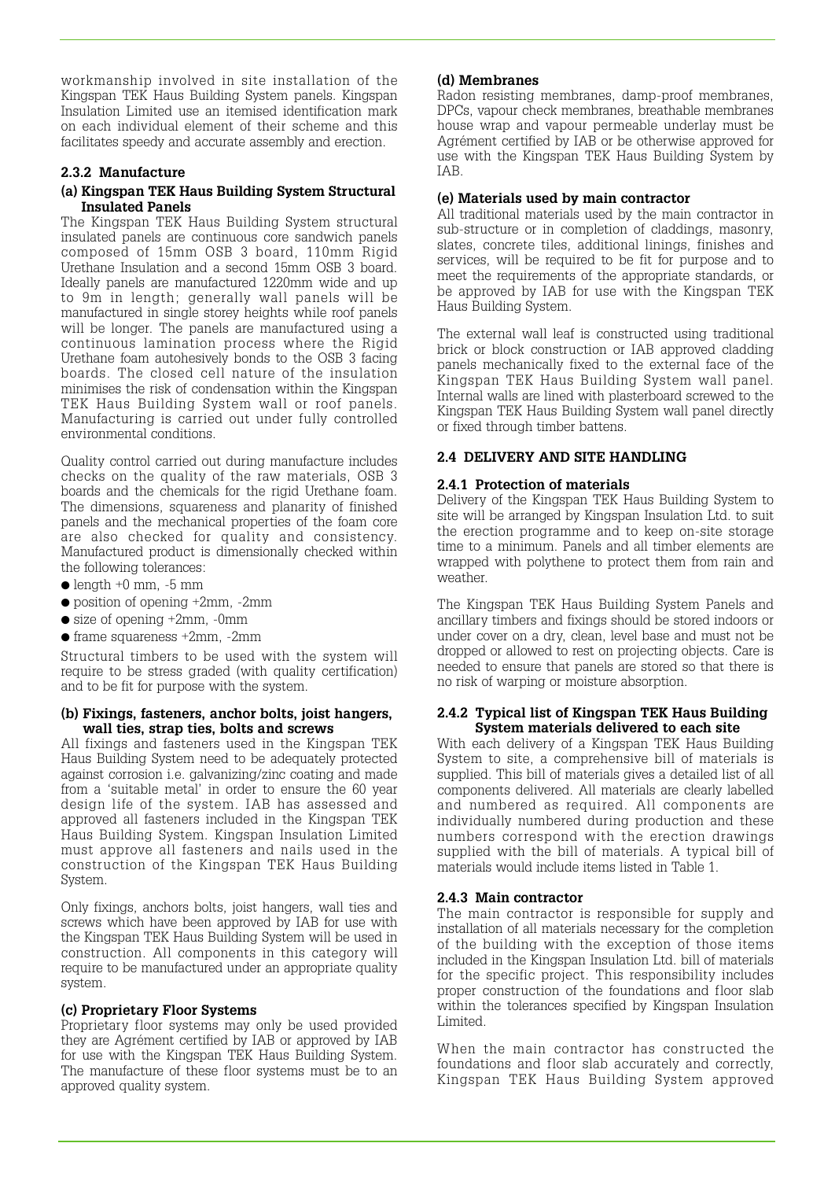workmanship involved in site installation of the Kingspan TEK Haus Building System panels. Kingspan Insulation Limited use an itemised identification mark on each individual element of their scheme and this facilitates speedy and accurate assembly and erection.

### 2.3.2 Manufacture

#### (a) Kingspan TEK Haus Building System Structural Insulated Panels

The Kingspan TEK Haus Building System structural insulated panels are continuous core sandwich panels composed of 15mm OSB 3 board, 110mm Rigid Urethane Insulation and a second 15mm OSB 3 board. Ideally panels are manufactured 1220mm wide and up to 9m in length; generally wall panels will be manufactured in single storey heights while roof panels will be longer. The panels are manufactured using a continuous lamination process where the Rigid Urethane foam autohesively bonds to the OSB 3 facing boards. The closed cell nature of the insulation minimises the risk of condensation within the Kingspan TEK Haus Building System wall or roof panels. Manufacturing is carried out under fully controlled environmental conditions.

Quality control carried out during manufacture includes checks on the quality of the raw materials, OSB 3 boards and the chemicals for the rigid Urethane foam. The dimensions, squareness and planarity of finished panels and the mechanical properties of the foam core are also checked for quality and consistency. Manufactured product is dimensionally checked within the following tolerances:

- length +0 mm, -5 mm
- position of opening +2mm, -2mm
- size of opening +2mm, -0mm
- frame squareness +2mm, -2mm

Structural timbers to be used with the system will require to be stress graded (with quality certification) and to be fit for purpose with the system.

#### (b) Fixings, fasteners, anchor bolts, joist hangers, wall ties, strap ties, bolts and screws

All fixings and fasteners used in the Kingspan TEK Haus Building System need to be adequately protected against corrosion i.e. galvanizing/zinc coating and made from a 'suitable metal' in order to ensure the 60 year design life of the system. IAB has assessed and approved all fasteners included in the Kingspan TEK Haus Building System. Kingspan Insulation Limited must approve all fasteners and nails used in the construction of the Kingspan TEK Haus Building System.

Only fixings, anchors bolts, joist hangers, wall ties and screws which have been approved by IAB for use with the Kingspan TEK Haus Building System will be used in construction. All components in this category will require to be manufactured under an appropriate quality system.

#### (c) Proprietary Floor Systems

Proprietary floor systems may only be used provided they are Agrément certified by IAB or approved by IAB for use with the Kingspan TEK Haus Building System. The manufacture of these floor systems must be to an approved quality system.

#### (d) Membranes

Radon resisting membranes, damp-proof membranes, DPCs, vapour check membranes, breathable membranes house wrap and vapour permeable underlay must be Agrément certified by IAB or be otherwise approved for use with the Kingspan TEK Haus Building System by IAB.

#### (e) Materials used by main contractor

All traditional materials used by the main contractor in sub-structure or in completion of claddings, masonry, slates, concrete tiles, additional linings, finishes and services, will be required to be fit for purpose and to meet the requirements of the appropriate standards, or be approved by IAB for use with the Kingspan TEK Haus Building System.

The external wall leaf is constructed using traditional brick or block construction or IAB approved cladding panels mechanically fixed to the external face of the Kingspan TEK Haus Building System wall panel. Internal walls are lined with plasterboard screwed to the Kingspan TEK Haus Building System wall panel directly or fixed through timber battens.

## 2.4 DELIVERY AND SITE HANDLING

### 2.4.1 Protection of materials

Delivery of the Kingspan TEK Haus Building System to site will be arranged by Kingspan Insulation Ltd. to suit the erection programme and to keep on-site storage time to a minimum. Panels and all timber elements are wrapped with polythene to protect them from rain and weather.

The Kingspan TEK Haus Building System Panels and ancillary timbers and fixings should be stored indoors or under cover on a dry, clean, level base and must not be dropped or allowed to rest on projecting objects. Care is needed to ensure that panels are stored so that there is no risk of warping or moisture absorption.

### 2.4.2 Typical list of Kingspan TEK Haus Building System materials delivered to each site

With each delivery of a Kingspan TEK Haus Building System to site, a comprehensive bill of materials is supplied. This bill of materials gives a detailed list of all components delivered. All materials are clearly labelled and numbered as required. All components are individually numbered during production and these numbers correspond with the erection drawings supplied with the bill of materials. A typical bill of materials would include items listed in Table 1.

### 2.4.3 Main contractor

The main contractor is responsible for supply and installation of all materials necessary for the completion of the building with the exception of those items included in the Kingspan Insulation Ltd. bill of materials for the specific project. This responsibility includes proper construction of the foundations and floor slab within the tolerances specified by Kingspan Insulation Limited.

When the main contractor has constructed the foundations and floor slab accurately and correctly, Kingspan TEK Haus Building System approved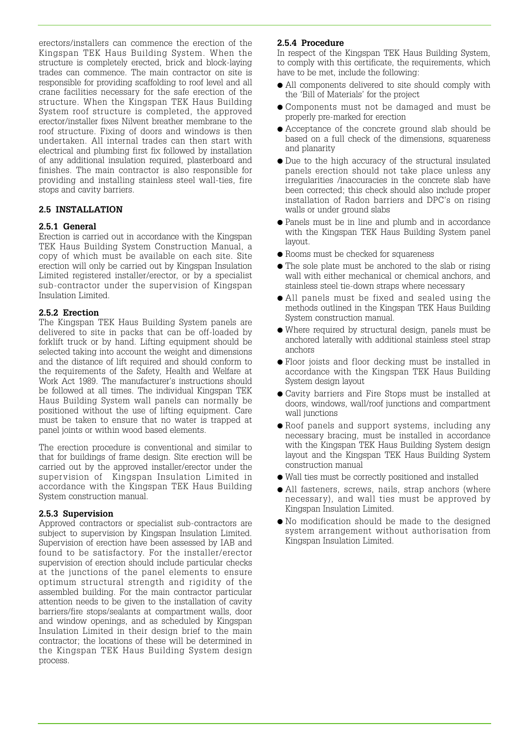erectors/installers can commence the erection of the Kingspan TEK Haus Building System. When the structure is completely erected, brick and block-laying trades can commence. The main contractor on site is responsible for providing scaffolding to roof level and all crane facilities necessary for the safe erection of the structure. When the Kingspan TEK Haus Building System roof structure is completed, the approved erector/installer fixes Nilvent breather membrane to the roof structure. Fixing of doors and windows is then undertaken. All internal trades can then start with electrical and plumbing first fix followed by installation of any additional insulation required, plasterboard and finishes. The main contractor is also responsible for providing and installing stainless steel wall-ties, fire stops and cavity barriers.

## 2.5 INSTALLATION

### 2.5.1 General

Erection is carried out in accordance with the Kingspan TEK Haus Building System Construction Manual, a copy of which must be available on each site. Site erection will only be carried out by Kingspan Insulation Limited registered installer/erector, or by a specialist sub-contractor under the supervision of Kingspan Insulation Limited.

### 2.5.2 Erection

The Kingspan TEK Haus Building System panels are delivered to site in packs that can be off-loaded by forklift truck or by hand. Lifting equipment should be selected taking into account the weight and dimensions and the distance of lift required and should conform to the requirements of the Safety, Health and Welfare at Work Act 1989. The manufacturer's instructions should be followed at all times. The individual Kingspan TEK Haus Building System wall panels can normally be positioned without the use of lifting equipment. Care must be taken to ensure that no water is trapped at panel joints or within wood based elements.

The erection procedure is conventional and similar to that for buildings of frame design. Site erection will be carried out by the approved installer/erector under the supervision of Kingspan Insulation Limited in accordance with the Kingspan TEK Haus Building System construction manual.

### 2.5.3 Supervision

Approved contractors or specialist sub-contractors are subject to supervision by Kingspan Insulation Limited. Supervision of erection have been assessed by IAB and found to be satisfactory. For the installer/erector supervision of erection should include particular checks at the junctions of the panel elements to ensure optimum structural strength and rigidity of the assembled building. For the main contractor particular attention needs to be given to the installation of cavity barriers/fire stops/sealants at compartment walls, door and window openings, and as scheduled by Kingspan Insulation Limited in their design brief to the main contractor; the locations of these will be determined in the Kingspan TEK Haus Building System design process.

### 2.5.4 Procedure

In respect of the Kingspan TEK Haus Building System, to comply with this certificate, the requirements, which have to be met, include the following:

- All components delivered to site should comply with the 'Bill of Materials' for the project
- Components must not be damaged and must be properly pre-marked for erection
- Acceptance of the concrete ground slab should be based on a full check of the dimensions, squareness and planarity
- Due to the high accuracy of the structural insulated panels erection should not take place unless any irregularities /inaccuracies in the concrete slab have been corrected; this check should also include proper installation of Radon barriers and DPC's on rising walls or under ground slabs
- Panels must be in line and plumb and in accordance with the Kingspan TEK Haus Building System panel layout.
- Rooms must be checked for squareness
- The sole plate must be anchored to the slab or rising wall with either mechanical or chemical anchors, and stainless steel tie-down straps where necessary
- All panels must be fixed and sealed using the methods outlined in the Kingspan TEK Haus Building System construction manual.
- Where required by structural design, panels must be anchored laterally with additional stainless steel strap anchors
- Floor joists and floor decking must be installed in accordance with the Kingspan TEK Haus Building System design layout
- Cavity barriers and Fire Stops must be installed at doors, windows, wall/roof junctions and compartment wall junctions
- Roof panels and support systems, including any necessary bracing, must be installed in accordance with the Kingspan TEK Haus Building System design layout and the Kingspan TEK Haus Building System construction manual
- Wall ties must be correctly positioned and installed
- All fasteners, screws, nails, strap anchors (where necessary), and wall ties must be approved by Kingspan Insulation Limited.
- No modification should be made to the designed system arrangement without authorisation from Kingspan Insulation Limited.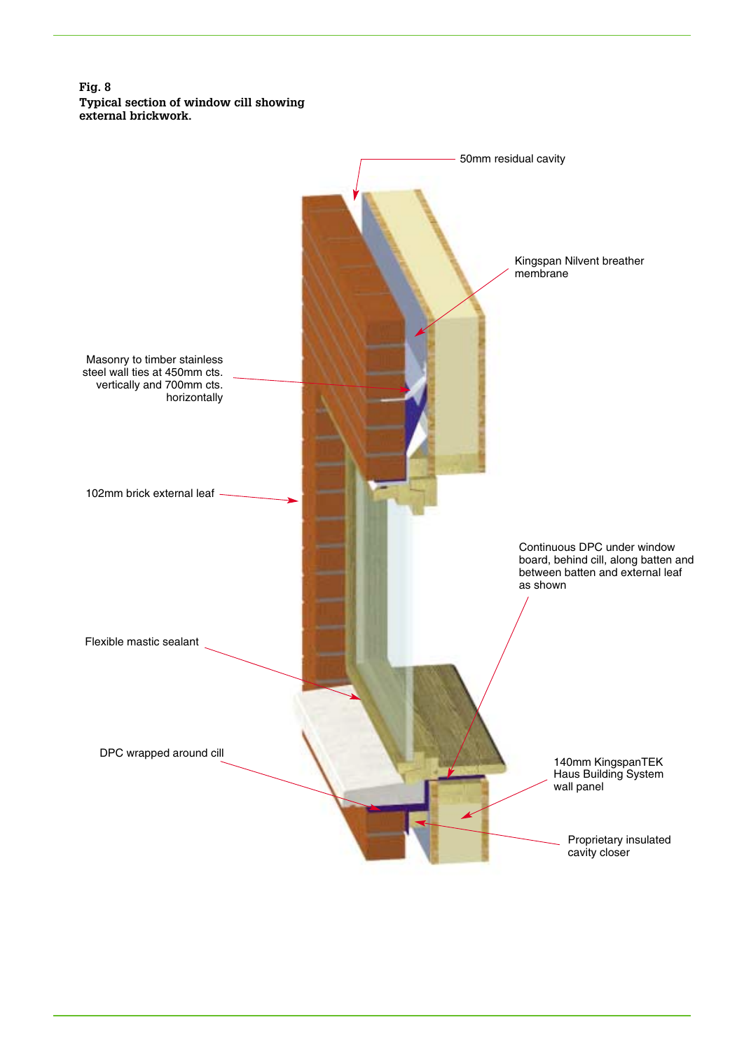**Fig. 8**
**Typical section of window cill showing external brickwork.**

50mm residual cavity

Kingspan Nilvent breather membrane

Masonry to timber stainless steel wall ties at 450mm cts. vertically and 700mm cts. horizontally

102mm brick external leaf

Continuous DPC under window board, behind cill, along batten and between batten and external leaf as shown

Flexible mastic sealant

DPC wrapped around cill

140mm KingspanTEK Haus Building System wall panel

Proprietary insulated cavity closer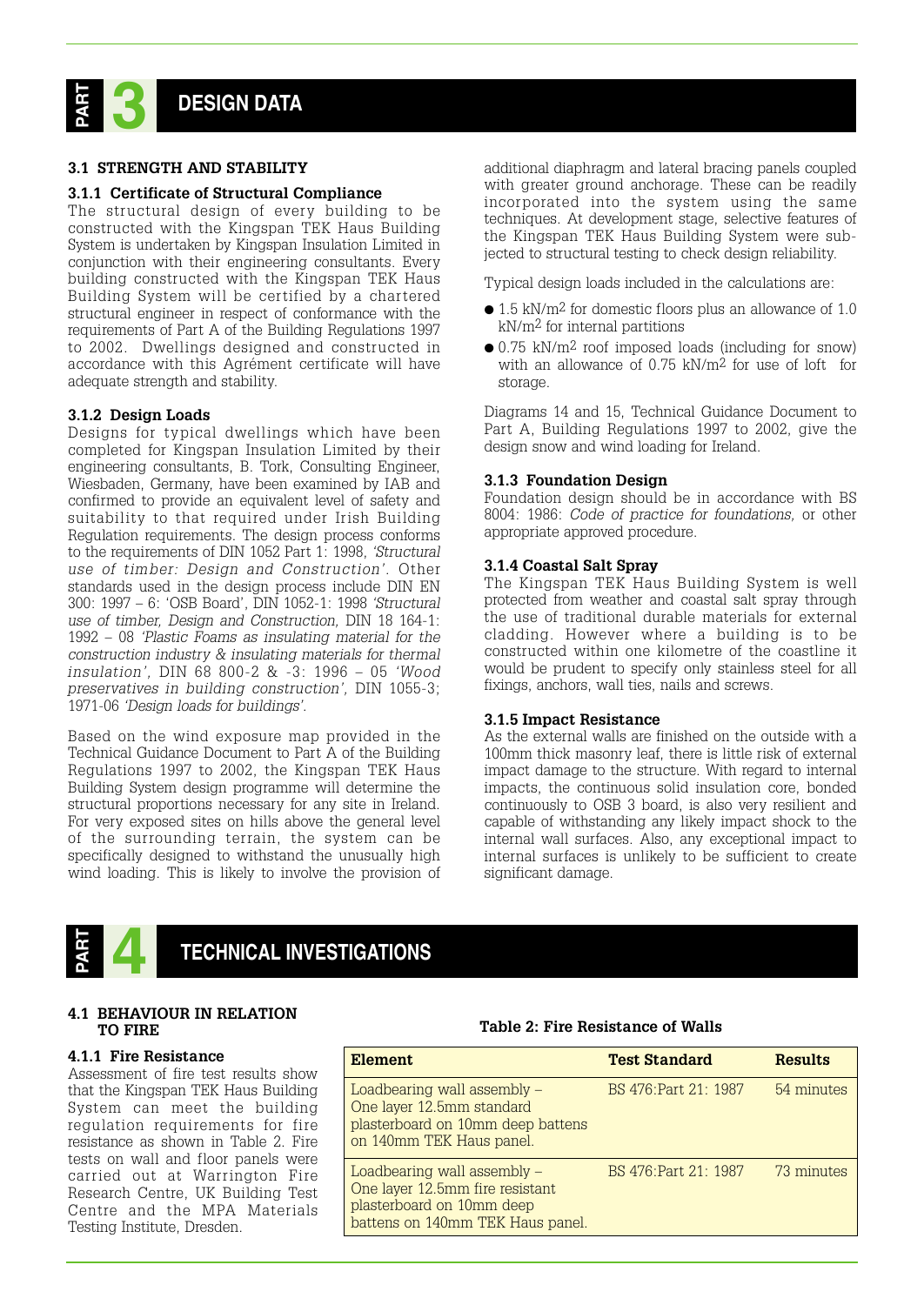# PART 3 DESIGN DATA

## 3.1 STRENGTH AND STABILITY

### 3.1.1 Certificate of Structural Compliance

The structural design of every building to be constructed with the Kingspan TEK Haus Building System is undertaken by Kingspan Insulation Limited in conjunction with their engineering consultants. Every building constructed with the Kingspan TEK Haus Building System will be certified by a chartered structural engineer in respect of conformance with the requirements of Part A of the Building Regulations 1997 to 2002. Dwellings designed and constructed in accordance with this Agrément certificate will have adequate strength and stability.

### 3.1.2 Design Loads

Designs for typical dwellings which have been completed for Kingspan Insulation Limited by their engineering consultants, B. Tork, Consulting Engineer, Wiesbaden, Germany, have been examined by IAB and confirmed to provide an equivalent level of safety and suitability to that required under Irish Building Regulation requirements. The design process conforms to the requirements of DIN 1052 Part 1: 1998, *'Structural use of timber: Design and Construction'*. Other standards used in the design process include DIN EN 300: 1997 – 6: 'OSB Board', DIN 1052-1: 1998 *'Structural use of timber, Design and Construction,* DIN 18 164-1: 1992 – 08 *'Plastic Foams as insulating material for the construction industry & insulating materials for thermal insulation'*, DIN 68 800-2 & -3: 1996 – 05 *'Wood preservatives in building construction'*, DIN 1055-3; 1971-06 *'Design loads for buildings'*.

Based on the wind exposure map provided in the Technical Guidance Document to Part A of the Building Regulations 1997 to 2002, the Kingspan TEK Haus Building System design programme will determine the structural proportions necessary for any site in Ireland. For very exposed sites on hills above the general level of the surrounding terrain, the system can be specifically designed to withstand the unusually high wind loading. This is likely to involve the provision of additional diaphragm and lateral bracing panels coupled with greater ground anchorage. These can be readily incorporated into the system using the same techniques. At development stage, selective features of the Kingspan TEK Haus Building System were subjected to structural testing to check design reliability.

Typical design loads included in the calculations are:

- 1.5 kN/m$^2$ for domestic floors plus an allowance of 1.0 kN/m$^2$ for internal partitions
- 0.75 kN/m$^2$ roof imposed loads (including for snow) with an allowance of 0.75 kN/m$^2$ for use of loft for storage.

Diagrams 14 and 15, Technical Guidance Document to Part A, Building Regulations 1997 to 2002, give the design snow and wind loading for Ireland.

### 3.1.3 Foundation Design

Foundation design should be in accordance with BS 8004: 1986: *Code of practice for foundations,* or other appropriate approved procedure.

### 3.1.4 Coastal Salt Spray

The Kingspan TEK Haus Building System is well protected from weather and coastal salt spray through the use of traditional durable materials for external cladding. However where a building is to be constructed within one kilometre of the coastline it would be prudent to specify only stainless steel for all fixings, anchors, wall ties, nails and screws.

### 3.1.5 Impact Resistance

As the external walls are finished on the outside with a 100mm thick masonry leaf, there is little risk of external impact damage to the structure. With regard to internal impacts, the continuous solid insulation core, bonded continuously to OSB 3 board, is also very resilient and capable of withstanding any likely impact shock to the internal wall surfaces. Also, any exceptional impact to internal surfaces is unlikely to be sufficient to create significant damage.

# PART 4 TECHNICAL INVESTIGATIONS

## 4.1 BEHAVIOUR IN RELATION TO FIRE

### 4.1.1 Fire Resistance

Assessment of fire test results show that the Kingspan TEK Haus Building System can meet the building regulation requirements for fire resistance as shown in Table 2. Fire tests on wall and floor panels were carried out at Warrington Fire Research Centre, UK Building Test Centre and the MPA Materials Testing Institute, Dresden.

**Table 2: Fire Resistance of Walls**

| Element | Test Standard | Results |
|---|---|---|
| Loadbearing wall assembly – One layer 12.5mm standard plasterboard on 10mm deep battens on 140mm TEK Haus panel. | BS 476:Part 21: 1987 | 54 minutes |
| Loadbearing wall assembly – One layer 12.5mm fire resistant plasterboard on 10mm deep battens on 140mm TEK Haus panel. | BS 476:Part 21: 1987 | 73 minutes |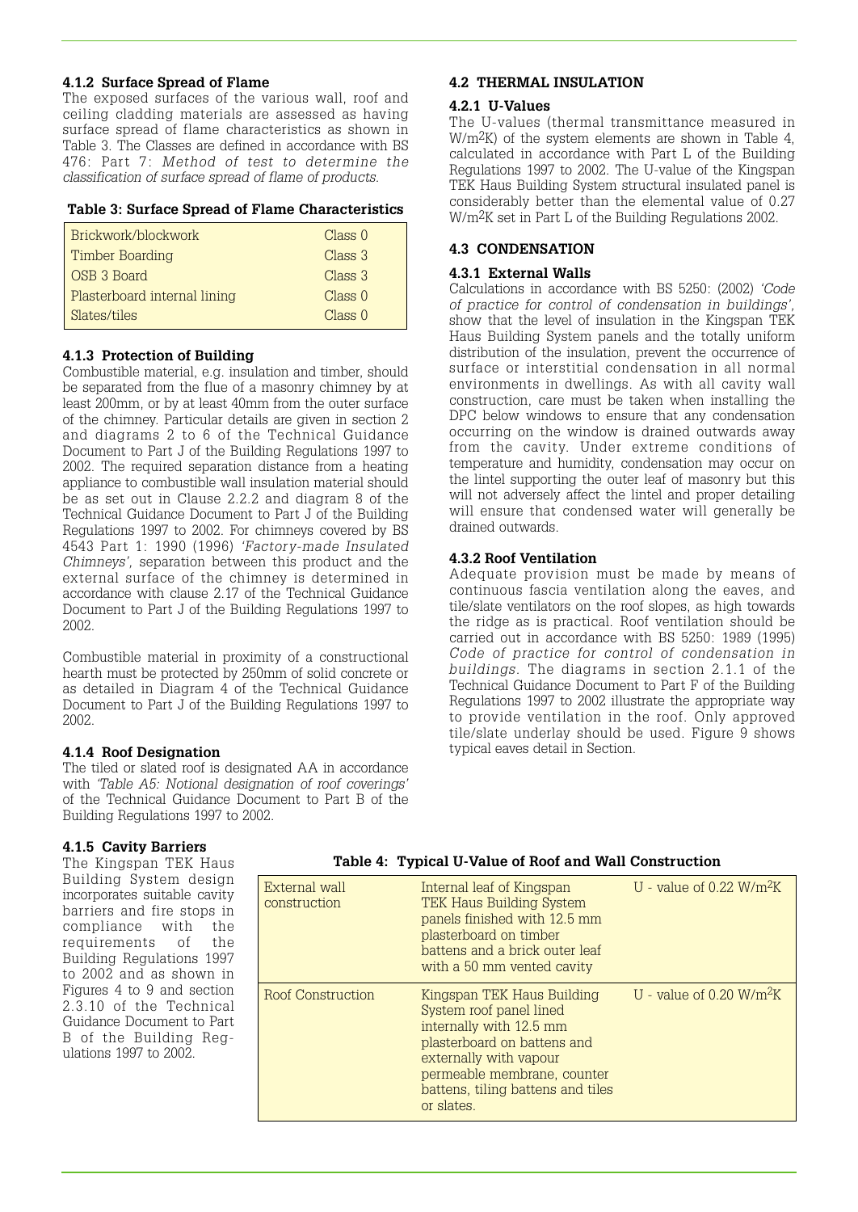#### 4.1.2 Surface Spread of Flame

The exposed surfaces of the various wall, roof and ceiling cladding materials are assessed as having surface spread of flame characteristics as shown in Table 3. The Classes are defined in accordance with BS 476: Part 7: *Method of test to determine the classification of surface spread of flame of products.*

**Table 3: Surface Spread of Flame Characteristics**

| | |
|---|---|
| Brickwork/blockwork | Class 0 |
| Timber Boarding | Class 3 |
| OSB 3 Board | Class 3 |
| Plasterboard internal lining | Class 0 |
| Slates/tiles | Class 0 |

#### 4.1.3 Protection of Building

Combustible material, e.g. insulation and timber, should be separated from the flue of a masonry chimney by at least 200mm, or by at least 40mm from the outer surface of the chimney. Particular details are given in section 2 and diagrams 2 to 6 of the Technical Guidance Document to Part J of the Building Regulations 1997 to 2002. The required separation distance from a heating appliance to combustible wall insulation material should be as set out in Clause 2.2.2 and diagram 8 of the Technical Guidance Document to Part J of the Building Regulations 1997 to 2002. For chimneys covered by BS 4543 Part 1: 1990 (1996) *'Factory-made Insulated Chimneys'*, separation between this product and the external surface of the chimney is determined in accordance with clause 2.17 of the Technical Guidance Document to Part J of the Building Regulations 1997 to 2002.

Combustible material in proximity of a constructional hearth must be protected by 250mm of solid concrete or as detailed in Diagram 4 of the Technical Guidance Document to Part J of the Building Regulations 1997 to 2002.

#### 4.1.4 Roof Designation

The tiled or slated roof is designated AA in accordance with *'Table A5: Notional designation of roof coverings'* of the Technical Guidance Document to Part B of the Building Regulations 1997 to 2002.

#### 4.1.5 Cavity Barriers

The Kingspan TEK Haus Building System design incorporates suitable cavity barriers and fire stops in compliance with the requirements of the Building Regulations 1997 to 2002 and as shown in Figures 4 to 9 and section 2.3.10 of the Technical Guidance Document to Part B of the Building Regulations 1997 to 2002.

### 4.2 THERMAL INSULATION

#### 4.2.1 U-Values

The U-values (thermal transmittance measured in $W/m^2K$) of the system elements are shown in Table 4, calculated in accordance with Part L of the Building Regulations 1997 to 2002. The U-value of the Kingspan TEK Haus Building System structural insulated panel is considerably better than the elemental value of 0.27 $W/m^2K$ set in Part L of the Building Regulations 2002.

### 4.3 CONDENSATION

#### 4.3.1 External Walls

Calculations in accordance with BS 5250: (2002) *'Code of practice for control of condensation in buildings'*, show that the level of insulation in the Kingspan TEK Haus Building System panels and the totally uniform distribution of the insulation, prevent the occurrence of surface or interstitial condensation in all normal environments in dwellings. As with all cavity wall construction, care must be taken when installing the DPC below windows to ensure that any condensation occurring on the window is drained outwards away from the cavity. Under extreme conditions of temperature and humidity, condensation may occur on the lintel supporting the outer leaf of masonry but this will not adversely affect the lintel and proper detailing will ensure that condensed water will generally be drained outwards.

#### 4.3.2 Roof Ventilation

Adequate provision must be made by means of continuous fascia ventilation along the eaves, and tile/slate ventilators on the roof slopes, as high towards the ridge as is practical. Roof ventilation should be carried out in accordance with BS 5250: 1989 (1995) *Code of practice for control of condensation in buildings*. The diagrams in section 2.1.1 of the Technical Guidance Document to Part F of the Building Regulations 1997 to 2002 illustrate the appropriate way to provide ventilation in the roof. Only approved tile/slate underlay should be used. Figure 9 shows typical eaves detail in Section.

**Table 4: Typical U-Value of Roof and Wall Construction**

| | | |
|---|---|---|
| External wall construction | Internal leaf of Kingspan TEK Haus Building System panels finished with 12.5 mm plasterboard on timber battens and a brick outer leaf with a 50 mm vented cavity | U - value of 0.22 $W/m^2K$ |
| Roof Construction | Kingspan TEK Haus Building System roof panel lined internally with 12.5 mm plasterboard on battens and externally with vapour permeable membrane, counter battens, tiling battens and tiles or slates. | U - value of 0.20 $W/m^2K$ |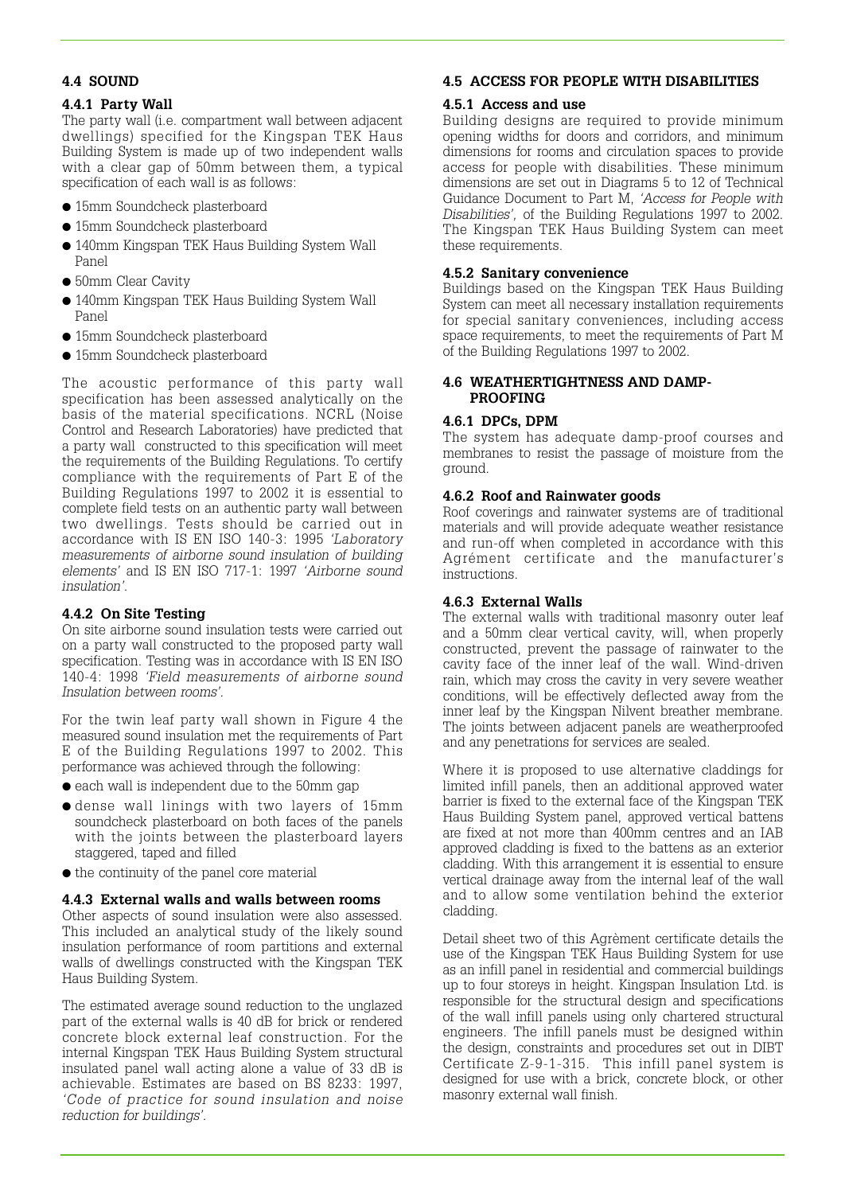## 4.4 SOUND

### 4.4.1 Party Wall

The party wall (i.e. compartment wall between adjacent dwellings) specified for the Kingspan TEK Haus Building System is made up of two independent walls with a clear gap of 50mm between them, a typical specification of each wall is as follows:

- 15mm Soundcheck plasterboard
- 15mm Soundcheck plasterboard
- 140mm Kingspan TEK Haus Building System Wall Panel
- 50mm Clear Cavity
- 140mm Kingspan TEK Haus Building System Wall Panel
- 15mm Soundcheck plasterboard
- 15mm Soundcheck plasterboard

The acoustic performance of this party wall specification has been assessed analytically on the basis of the material specifications. NCRL (Noise Control and Research Laboratories) have predicted that a party wall constructed to this specification will meet the requirements of the Building Regulations. To certify compliance with the requirements of Part E of the Building Regulations 1997 to 2002 it is essential to complete field tests on an authentic party wall between two dwellings. Tests should be carried out in accordance with IS EN ISO 140-3: 1995 *'Laboratory measurements of airborne sound insulation of building elements'* and IS EN ISO 717-1: 1997 *'Airborne sound insulation'*.

### 4.4.2 On Site Testing

On site airborne sound insulation tests were carried out on a party wall constructed to the proposed party wall specification. Testing was in accordance with IS EN ISO 140-4: 1998 *'Field measurements of airborne sound Insulation between rooms'*.

For the twin leaf party wall shown in Figure 4 the measured sound insulation met the requirements of Part E of the Building Regulations 1997 to 2002. This performance was achieved through the following:

- each wall is independent due to the 50mm gap
- dense wall linings with two layers of 15mm soundcheck plasterboard on both faces of the panels with the joints between the plasterboard layers staggered, taped and filled
- the continuity of the panel core material

### 4.4.3 External walls and walls between rooms

Other aspects of sound insulation were also assessed. This included an analytical study of the likely sound insulation performance of room partitions and external walls of dwellings constructed with the Kingspan TEK Haus Building System.

The estimated average sound reduction to the unglazed part of the external walls is 40 dB for brick or rendered concrete block external leaf construction. For the internal Kingspan TEK Haus Building System structural insulated panel wall acting alone a value of 33 dB is achievable. Estimates are based on BS 8233: 1997, *'Code of practice for sound insulation and noise reduction for buildings'*.

## 4.5 ACCESS FOR PEOPLE WITH DISABILITIES

### 4.5.1 Access and use

Building designs are required to provide minimum opening widths for doors and corridors, and minimum dimensions for rooms and circulation spaces to provide access for people with disabilities. These minimum dimensions are set out in Diagrams 5 to 12 of Technical Guidance Document to Part M, *'Access for People with Disabilities'*, of the Building Regulations 1997 to 2002. The Kingspan TEK Haus Building System can meet these requirements.

### 4.5.2 Sanitary convenience

Buildings based on the Kingspan TEK Haus Building System can meet all necessary installation requirements for special sanitary conveniences, including access space requirements, to meet the requirements of Part M of the Building Regulations 1997 to 2002.

## 4.6 WEATHERTIGHTNESS AND DAMP-PROOFING

### 4.6.1 DPCs, DPM

The system has adequate damp-proof courses and membranes to resist the passage of moisture from the ground.

### 4.6.2 Roof and Rainwater goods

Roof coverings and rainwater systems are of traditional materials and will provide adequate weather resistance and run-off when completed in accordance with this Agrément certificate and the manufacturer's instructions.

### 4.6.3 External Walls

The external walls with traditional masonry outer leaf and a 50mm clear vertical cavity, will, when properly constructed, prevent the passage of rainwater to the cavity face of the inner leaf of the wall. Wind-driven rain, which may cross the cavity in very severe weather conditions, will be effectively deflected away from the inner leaf by the Kingspan Nilvent breather membrane. The joints between adjacent panels are weatherproofed and any penetrations for services are sealed.

Where it is proposed to use alternative claddings for limited infill panels, then an additional approved water barrier is fixed to the external face of the Kingspan TEK Haus Building System panel, approved vertical battens are fixed at not more than 400mm centres and an IAB approved cladding is fixed to the battens as an exterior cladding. With this arrangement it is essential to ensure vertical drainage away from the internal leaf of the wall and to allow some ventilation behind the exterior cladding.

Detail sheet two of this Agrèment certificate details the use of the Kingspan TEK Haus Building System for use as an infill panel in residential and commercial buildings up to four storeys in height. Kingspan Insulation Ltd. is responsible for the structural design and specifications of the wall infill panels using only chartered structural engineers. The infill panels must be designed within the design, constraints and procedures set out in DIBT Certificate Z-9-1-315. This infill panel system is designed for use with a brick, concrete block, or other masonry external wall finish.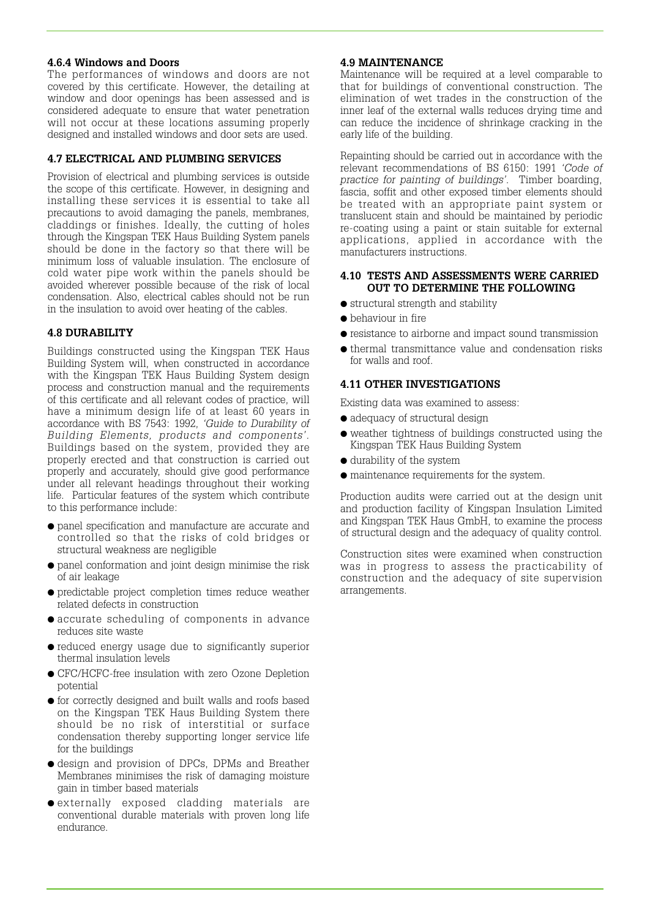#### 4.6.4 Windows and Doors

The performances of windows and doors are not covered by this certificate. However, the detailing at window and door openings has been assessed and is considered adequate to ensure that water penetration will not occur at these locations assuming properly designed and installed windows and door sets are used.

### 4.7 ELECTRICAL AND PLUMBING SERVICES

Provision of electrical and plumbing services is outside the scope of this certificate. However, in designing and installing these services it is essential to take all precautions to avoid damaging the panels, membranes, claddings or finishes. Ideally, the cutting of holes through the Kingspan TEK Haus Building System panels should be done in the factory so that there will be minimum loss of valuable insulation. The enclosure of cold water pipe work within the panels should be avoided wherever possible because of the risk of local condensation. Also, electrical cables should not be run in the insulation to avoid over heating of the cables.

### 4.8 DURABILITY

Buildings constructed using the Kingspan TEK Haus Building System will, when constructed in accordance with the Kingspan TEK Haus Building System design process and construction manual and the requirements of this certificate and all relevant codes of practice, will have a minimum design life of at least 60 years in accordance with BS 7543: 1992, *'Guide to Durability of Building Elements, products and components'*. Buildings based on the system, provided they are properly erected and that construction is carried out properly and accurately, should give good performance under all relevant headings throughout their working life. Particular features of the system which contribute to this performance include:

- panel specification and manufacture are accurate and controlled so that the risks of cold bridges or structural weakness are negligible
- panel conformation and joint design minimise the risk of air leakage
- predictable project completion times reduce weather related defects in construction
- accurate scheduling of components in advance reduces site waste
- reduced energy usage due to significantly superior thermal insulation levels
- CFC/HCFC-free insulation with zero Ozone Depletion potential
- for correctly designed and built walls and roofs based on the Kingspan TEK Haus Building System there should be no risk of interstitial or surface condensation thereby supporting longer service life for the buildings
- design and provision of DPCs, DPMs and Breather Membranes minimises the risk of damaging moisture gain in timber based materials
- externally exposed cladding materials are conventional durable materials with proven long life endurance.

### 4.9 MAINTENANCE

Maintenance will be required at a level comparable to that for buildings of conventional construction. The elimination of wet trades in the construction of the inner leaf of the external walls reduces drying time and can reduce the incidence of shrinkage cracking in the early life of the building.

Repainting should be carried out in accordance with the relevant recommendations of BS 6150: 1991 *'Code of practice for painting of buildings'*. Timber boarding, fascia, soffit and other exposed timber elements should be treated with an appropriate paint system or translucent stain and should be maintained by periodic re-coating using a paint or stain suitable for external applications, applied in accordance with the manufacturers instructions.

### 4.10 TESTS AND ASSESSMENTS WERE CARRIED OUT TO DETERMINE THE FOLLOWING

- structural strength and stability
- behaviour in fire
- resistance to airborne and impact sound transmission
- thermal transmittance value and condensation risks for walls and roof.

### 4.11 OTHER INVESTIGATIONS

Existing data was examined to assess:

- adequacy of structural design
- weather tightness of buildings constructed using the Kingspan TEK Haus Building System
- durability of the system
- maintenance requirements for the system.

Production audits were carried out at the design unit and production facility of Kingspan Insulation Limited and Kingspan TEK Haus GmbH, to examine the process of structural design and the adequacy of quality control.

Construction sites were examined when construction was in progress to assess the practicability of construction and the adequacy of site supervision arrangements.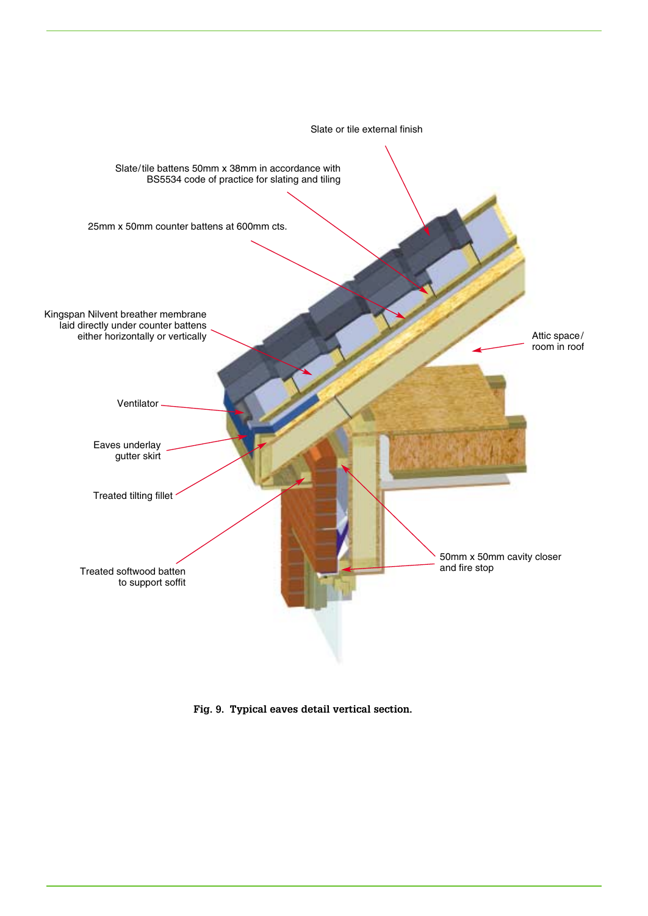Slate or tile external finish

Slate/tile battens 50mm x 38mm in accordance with BS5534 code of practice for slating and tiling

25mm x 50mm counter battens at 600mm cts.

Kingspan Nilvent breather membrane laid directly under counter battens either horizontally or vertically

Attic space/ room in roof

Ventilator

Eaves underlay gutter skirt

Treated tilting fillet

Treated softwood batten to support soffit

50mm x 50mm cavity closer and fire stop

**Fig. 9. Typical eaves detail vertical section.**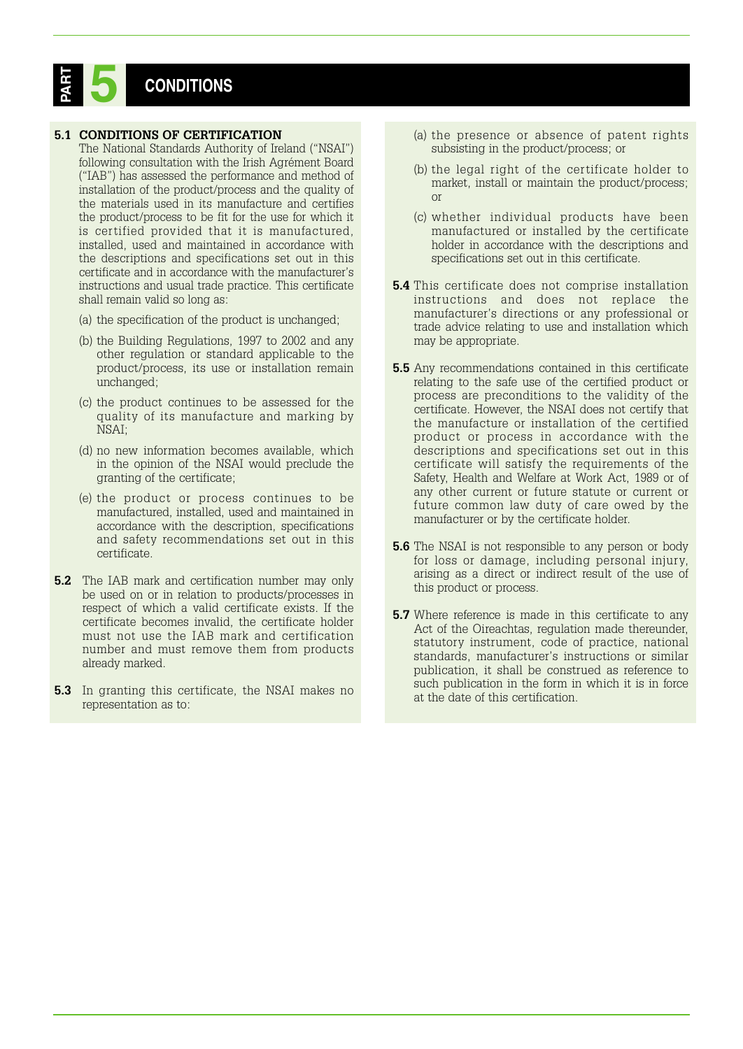# PART 5 CONDITIONS

**5.1 CONDITIONS OF CERTIFICATION**

The National Standards Authority of Ireland ("NSAI") following consultation with the Irish Agrément Board ("IAB") has assessed the performance and method of installation of the product/process and the quality of the materials used in its manufacture and certifies the product/process to be fit for the use for which it is certified provided that it is manufactured, installed, used and maintained in accordance with the descriptions and specifications set out in this certificate and in accordance with the manufacturer's instructions and usual trade practice. This certificate shall remain valid so long as:

(a) the specification of the product is unchanged;

(b) the Building Regulations, 1997 to 2002 and any other regulation or standard applicable to the product/process, its use or installation remain unchanged;

(c) the product continues to be assessed for the quality of its manufacture and marking by NSAI;

(d) no new information becomes available, which in the opinion of the NSAI would preclude the granting of the certificate;

(e) the product or process continues to be manufactured, installed, used and maintained in accordance with the description, specifications and safety recommendations set out in this certificate.

**5.2** The IAB mark and certification number may only be used on or in relation to products/processes in respect of which a valid certificate exists. If the certificate becomes invalid, the certificate holder must not use the IAB mark and certification number and must remove them from products already marked.

**5.3** In granting this certificate, the NSAI makes no representation as to:

(a) the presence or absence of patent rights subsisting in the product/process; or

(b) the legal right of the certificate holder to market, install or maintain the product/process; or

(c) whether individual products have been manufactured or installed by the certificate holder in accordance with the descriptions and specifications set out in this certificate.

**5.4** This certificate does not comprise installation instructions and does not replace the manufacturer's directions or any professional or trade advice relating to use and installation which may be appropriate.

**5.5** Any recommendations contained in this certificate relating to the safe use of the certified product or process are preconditions to the validity of the certificate. However, the NSAI does not certify that the manufacture or installation of the certified product or process in accordance with the descriptions and specifications set out in this certificate will satisfy the requirements of the Safety, Health and Welfare at Work Act, 1989 or of any other current or future statute or current or future common law duty of care owed by the manufacturer or by the certificate holder.

**5.6** The NSAI is not responsible to any person or body for loss or damage, including personal injury, arising as a direct or indirect result of the use of this product or process.

**5.7** Where reference is made in this certificate to any Act of the Oireachtas, regulation made thereunder, statutory instrument, code of practice, national standards, manufacturer's instructions or similar publication, it shall be construed as reference to such publication in the form in which it is in force at the date of this certification.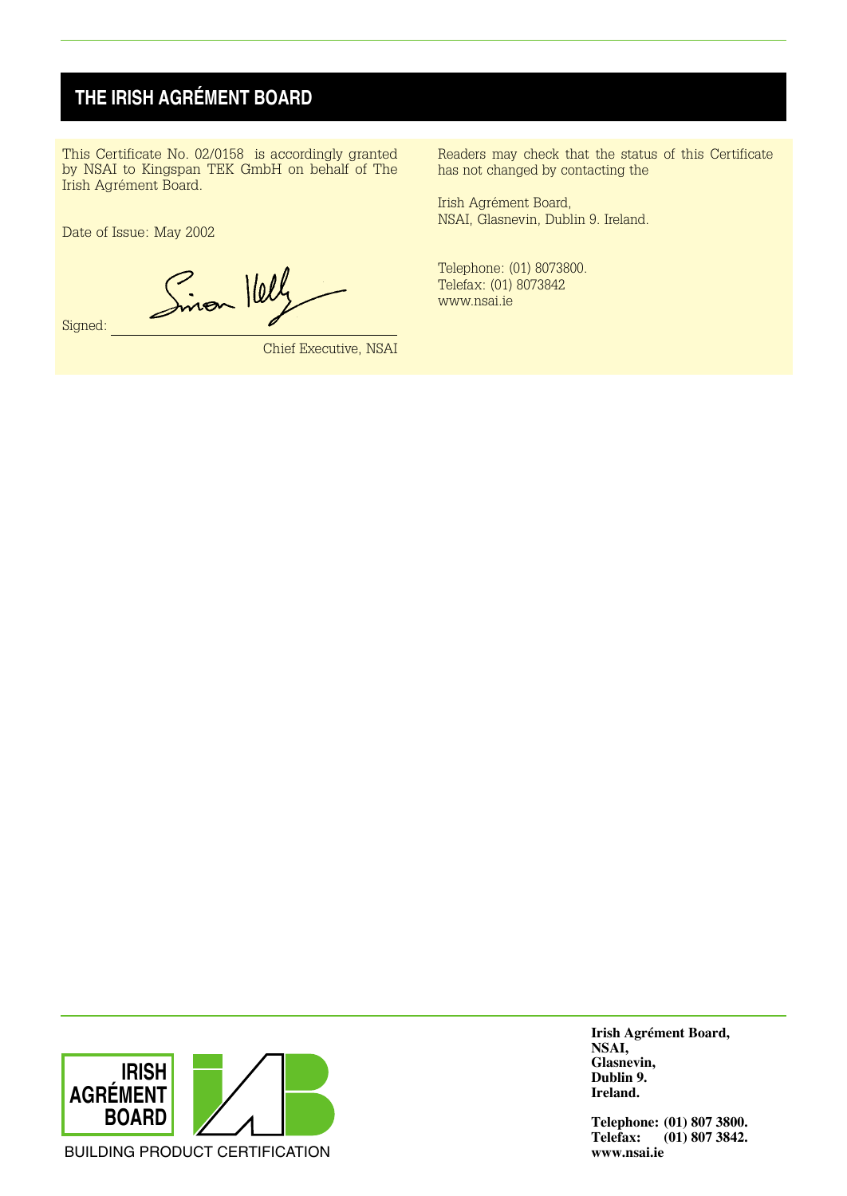## THE IRISH AGRÉMENT BOARD

This Certificate No. 02/0158 is accordingly granted by NSAI to Kingspan TEK GmbH on behalf of The Irish Agrément Board.

Date of Issue: May 2002

Signed:

Chief Executive, NSAI

Readers may check that the status of this Certificate has not changed by contacting the

Irish Agrément Board,
NSAI, Glasnevin, Dublin 9. Ireland.

Telephone: (01) 8073800.
Telefax: (01) 8073842
www.nsai.ie

IRISH AGRÉMENT BOARD

BUILDING PRODUCT CERTIFICATION

**Irish Agrément Board,**
**NSAI,**
**Glasnevin,**
**Dublin 9.**
**Ireland.**

**Telephone: (01) 807 3800.**
**Telefax: (01) 807 3842.**
**www.nsai.ie**